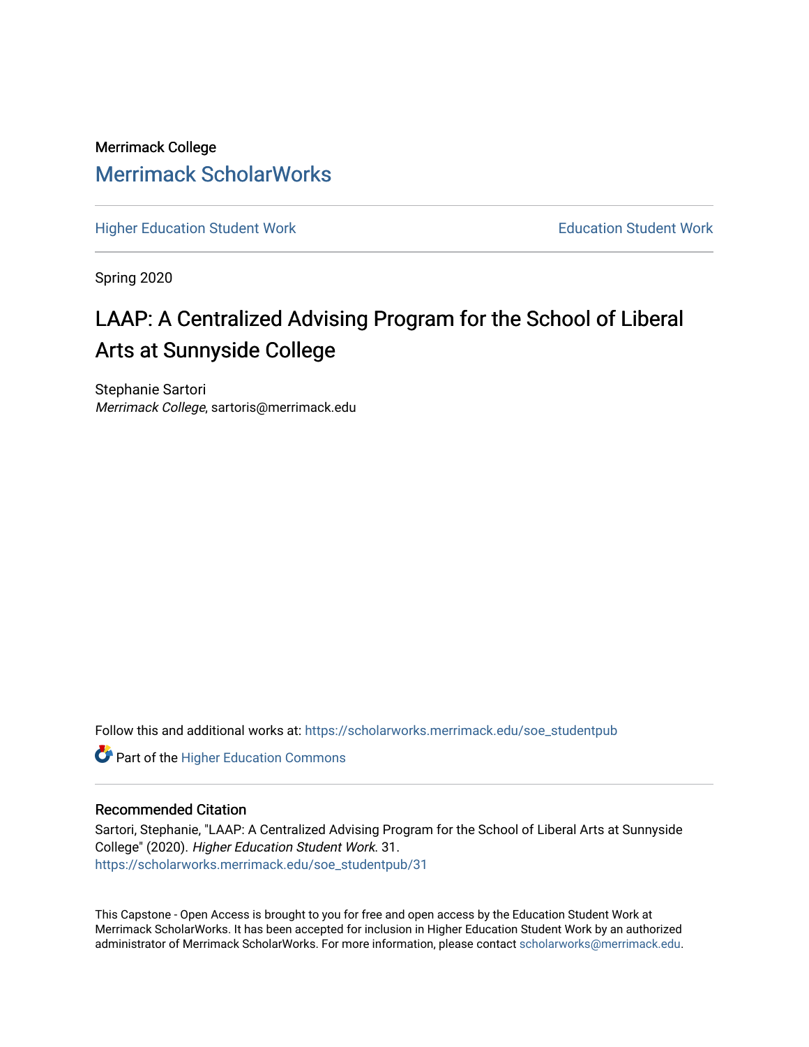Merrimack College

# Merrimack ScholarWorks

Higher Education Student Work | Education Student Work

Spring 2020

# LAAP: A Centralized Advising Program for the School of Liberal Arts at Sunnyside College

Stephanie Sartori
*Merrimack College*, sartoris@merrimack.edu

Follow this and additional works at: https://scholarworks.merrimack.edu/soe_studentpub

Part of the Higher Education Commons

## Recommended Citation

Sartori, Stephanie, "LAAP: A Centralized Advising Program for the School of Liberal Arts at Sunnyside College" (2020). *Higher Education Student Work*. 31.
https://scholarworks.merrimack.edu/soe_studentpub/31

This Capstone - Open Access is brought to you for free and open access by the Education Student Work at Merrimack ScholarWorks. It has been accepted for inclusion in Higher Education Student Work by an authorized administrator of Merrimack ScholarWorks. For more information, please contact scholarworks@merrimack.edu.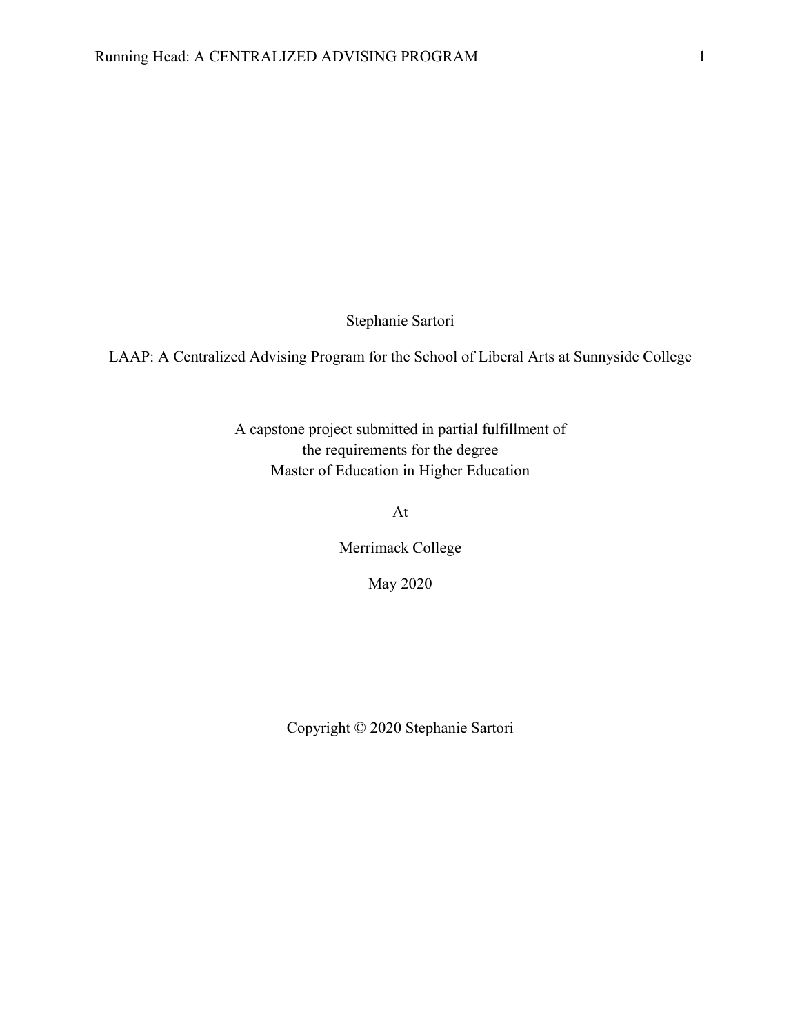Stephanie Sartori

LAAP: A Centralized Advising Program for the School of Liberal Arts at Sunnyside College

A capstone project submitted in partial fulfillment of
the requirements for the degree
Master of Education in Higher Education

At

Merrimack College

May 2020

Copyright © 2020 Stephanie Sartori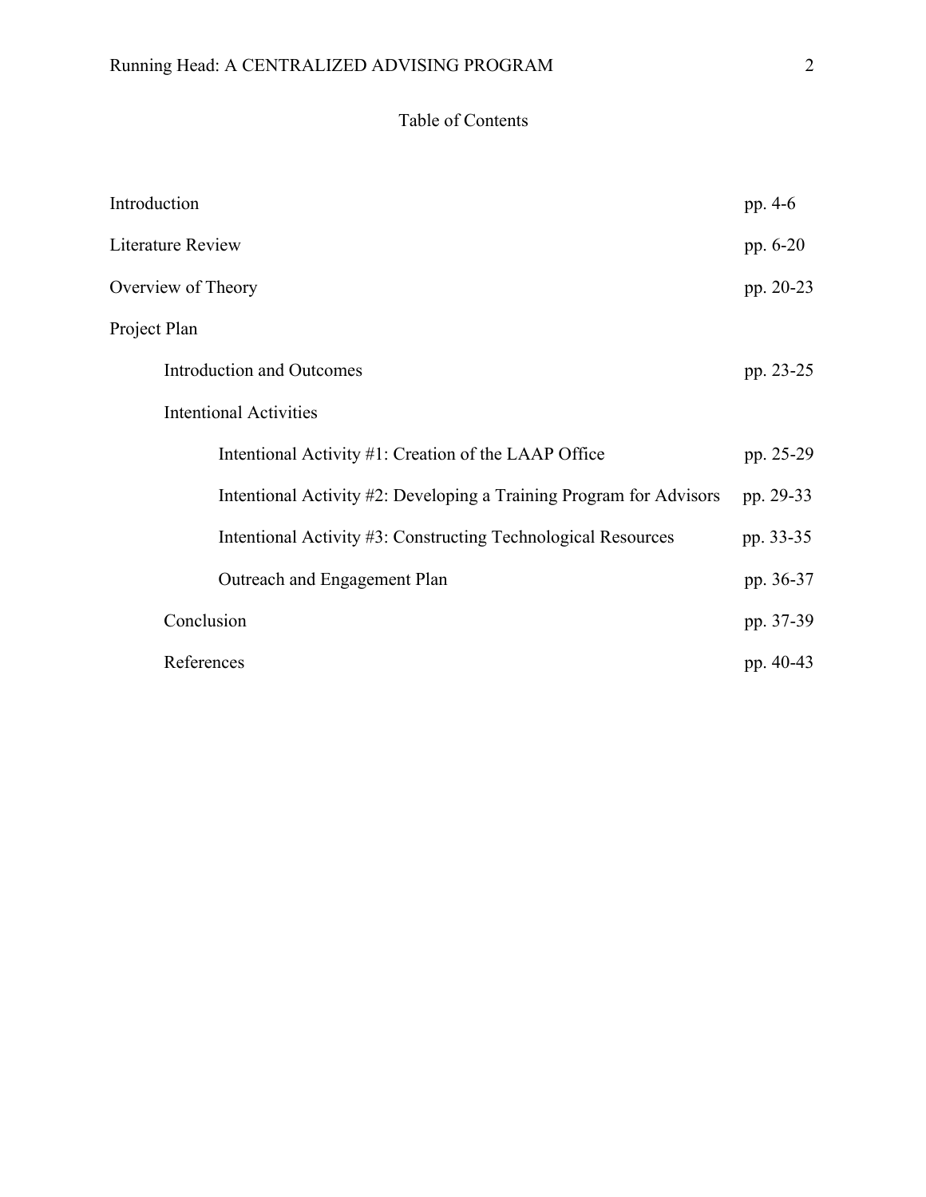# Table of Contents

| | |
|---|---|
| Introduction | pp. 4-6 |
| Literature Review | pp. 6-20 |
| Overview of Theory | pp. 20-23 |
| Project Plan | |
| Introduction and Outcomes | pp. 23-25 |
| Intentional Activities | |
| Intentional Activity #1: Creation of the LAAP Office | pp. 25-29 |
| Intentional Activity #2: Developing a Training Program for Advisors | pp. 29-33 |
| Intentional Activity #3: Constructing Technological Resources | pp. 33-35 |
| Outreach and Engagement Plan | pp. 36-37 |
| Conclusion | pp. 37-39 |
| References | pp. 40-43 |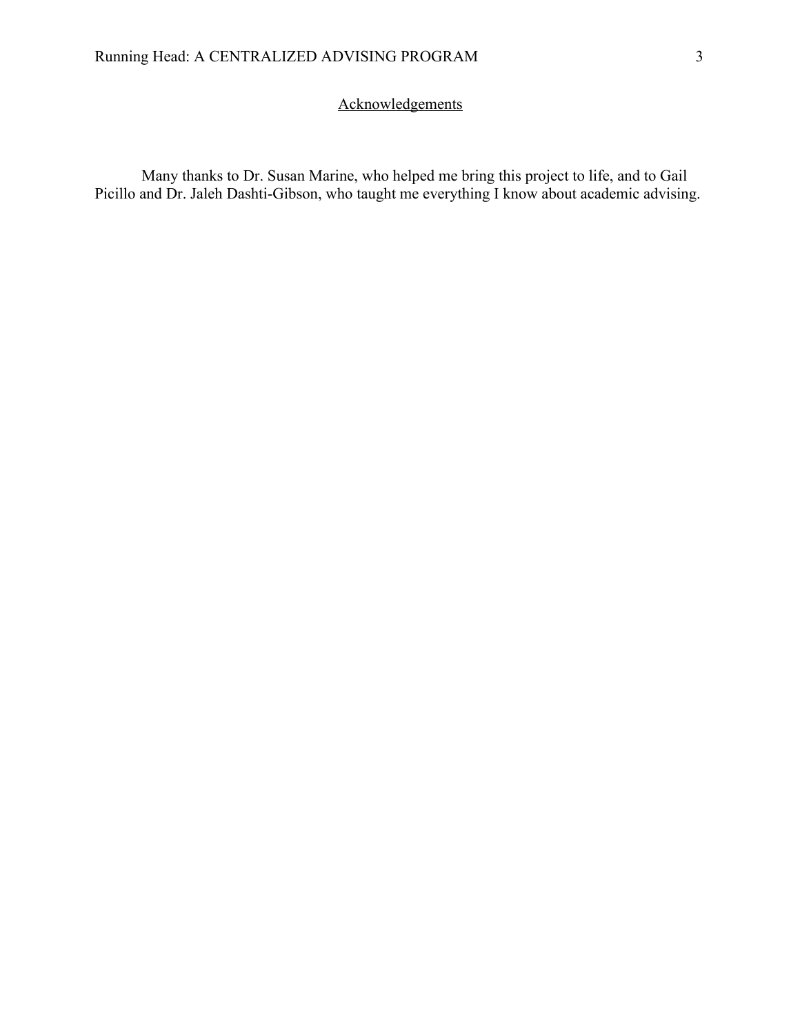## Acknowledgements

Many thanks to Dr. Susan Marine, who helped me bring this project to life, and to Gail Picillo and Dr. Jaleh Dashti-Gibson, who taught me everything I know about academic advising.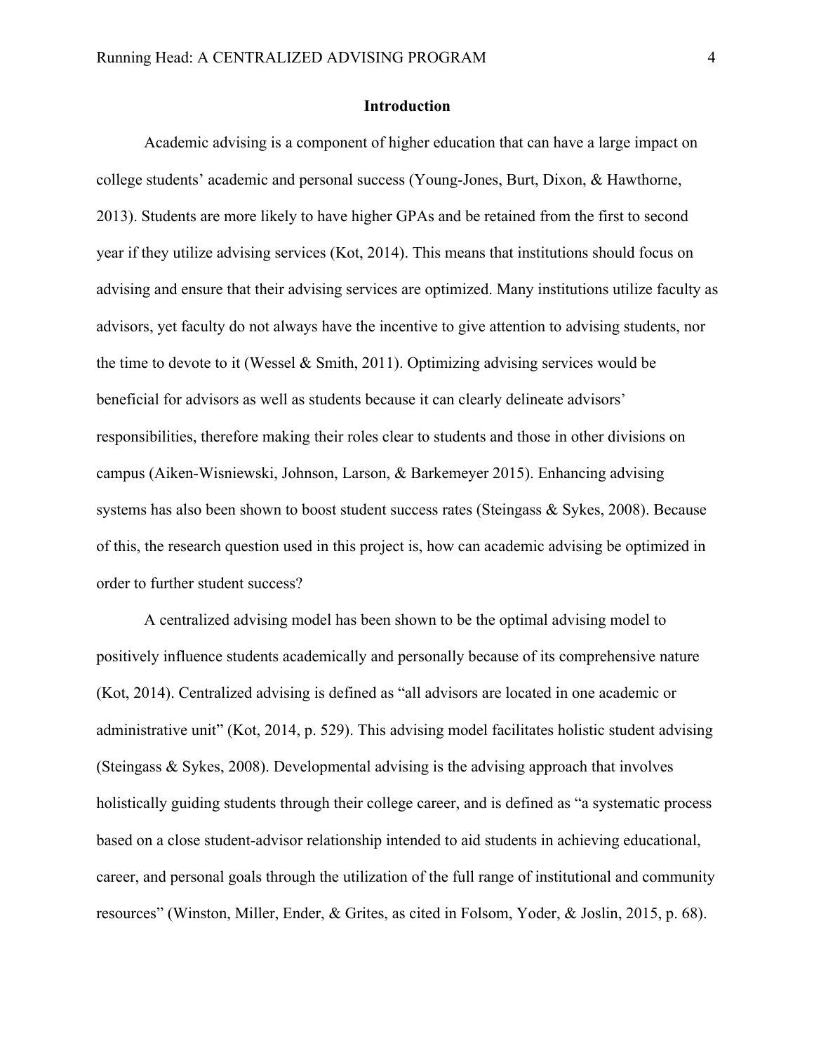## Introduction

Academic advising is a component of higher education that can have a large impact on college students' academic and personal success (Young-Jones, Burt, Dixon, & Hawthorne, 2013). Students are more likely to have higher GPAs and be retained from the first to second year if they utilize advising services (Kot, 2014). This means that institutions should focus on advising and ensure that their advising services are optimized. Many institutions utilize faculty as advisors, yet faculty do not always have the incentive to give attention to advising students, nor the time to devote to it (Wessel & Smith, 2011). Optimizing advising services would be beneficial for advisors as well as students because it can clearly delineate advisors' responsibilities, therefore making their roles clear to students and those in other divisions on campus (Aiken-Wisniewski, Johnson, Larson, & Barkemeyer 2015). Enhancing advising systems has also been shown to boost student success rates (Steingass & Sykes, 2008). Because of this, the research question used in this project is, how can academic advising be optimized in order to further student success?

A centralized advising model has been shown to be the optimal advising model to positively influence students academically and personally because of its comprehensive nature (Kot, 2014). Centralized advising is defined as "all advisors are located in one academic or administrative unit" (Kot, 2014, p. 529). This advising model facilitates holistic student advising (Steingass & Sykes, 2008). Developmental advising is the advising approach that involves holistically guiding students through their college career, and is defined as "a systematic process based on a close student-advisor relationship intended to aid students in achieving educational, career, and personal goals through the utilization of the full range of institutional and community resources" (Winston, Miller, Ender, & Grites, as cited in Folsom, Yoder, & Joslin, 2015, p. 68).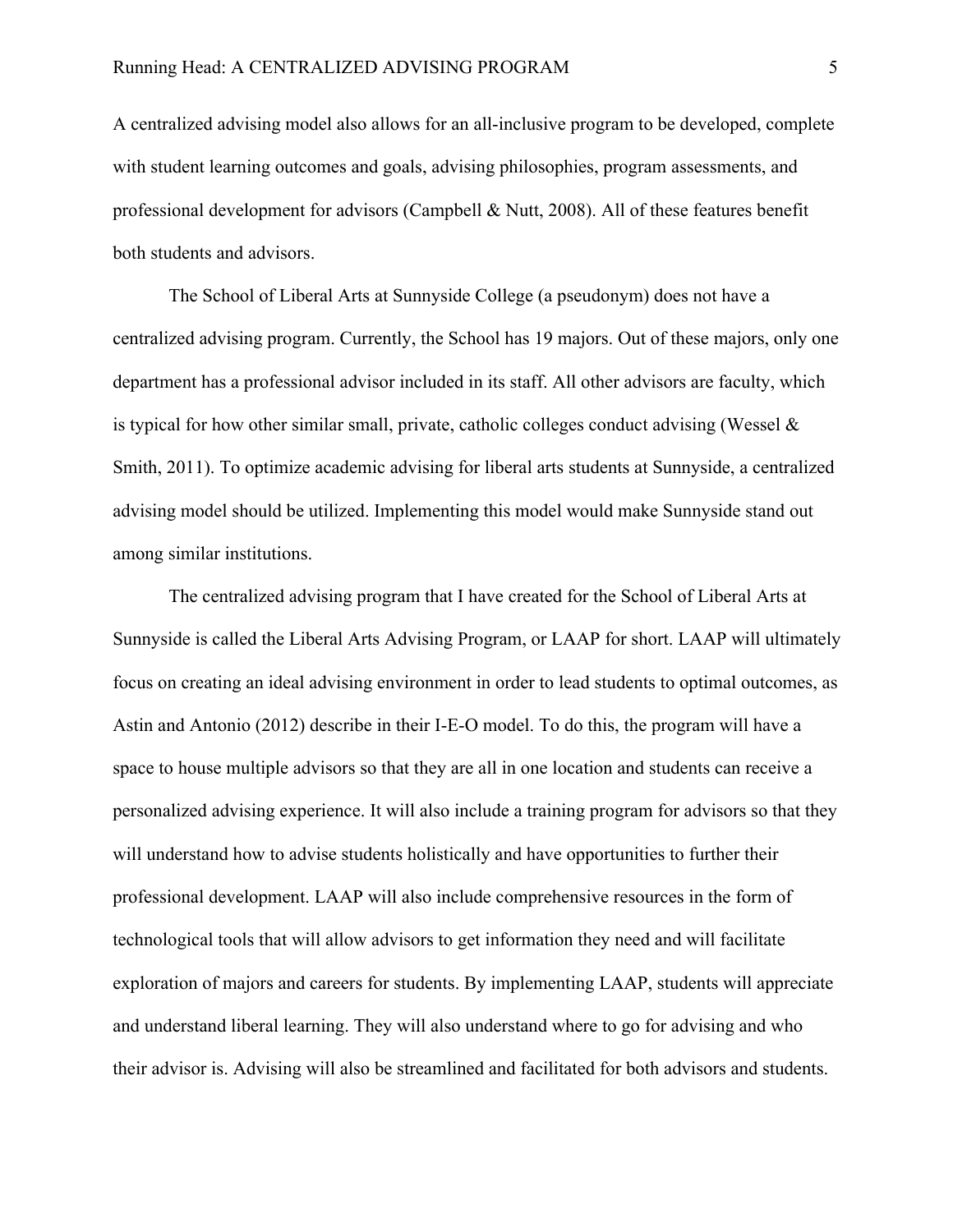A centralized advising model also allows for an all-inclusive program to be developed, complete with student learning outcomes and goals, advising philosophies, program assessments, and professional development for advisors (Campbell & Nutt, 2008). All of these features benefit both students and advisors.

The School of Liberal Arts at Sunnyside College (a pseudonym) does not have a centralized advising program. Currently, the School has 19 majors. Out of these majors, only one department has a professional advisor included in its staff. All other advisors are faculty, which is typical for how other similar small, private, catholic colleges conduct advising (Wessel & Smith, 2011). To optimize academic advising for liberal arts students at Sunnyside, a centralized advising model should be utilized. Implementing this model would make Sunnyside stand out among similar institutions.

The centralized advising program that I have created for the School of Liberal Arts at Sunnyside is called the Liberal Arts Advising Program, or LAAP for short. LAAP will ultimately focus on creating an ideal advising environment in order to lead students to optimal outcomes, as Astin and Antonio (2012) describe in their I-E-O model. To do this, the program will have a space to house multiple advisors so that they are all in one location and students can receive a personalized advising experience. It will also include a training program for advisors so that they will understand how to advise students holistically and have opportunities to further their professional development. LAAP will also include comprehensive resources in the form of technological tools that will allow advisors to get information they need and will facilitate exploration of majors and careers for students. By implementing LAAP, students will appreciate and understand liberal learning. They will also understand where to go for advising and who their advisor is. Advising will also be streamlined and facilitated for both advisors and students.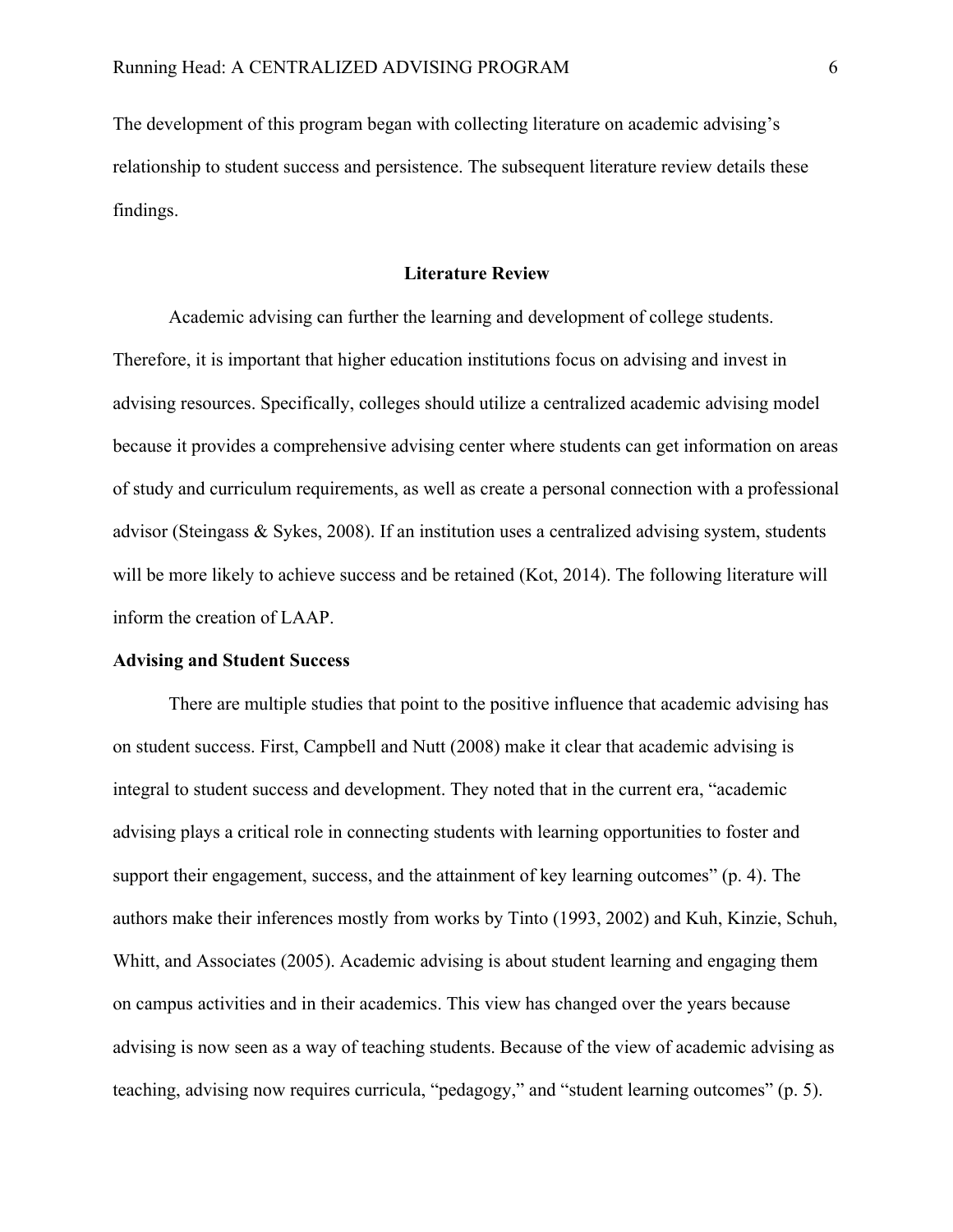The development of this program began with collecting literature on academic advising's relationship to student success and persistence. The subsequent literature review details these findings.

## Literature Review

Academic advising can further the learning and development of college students. Therefore, it is important that higher education institutions focus on advising and invest in advising resources. Specifically, colleges should utilize a centralized academic advising model because it provides a comprehensive advising center where students can get information on areas of study and curriculum requirements, as well as create a personal connection with a professional advisor (Steingass & Sykes, 2008). If an institution uses a centralized advising system, students will be more likely to achieve success and be retained (Kot, 2014). The following literature will inform the creation of LAAP.

### Advising and Student Success

There are multiple studies that point to the positive influence that academic advising has on student success. First, Campbell and Nutt (2008) make it clear that academic advising is integral to student success and development. They noted that in the current era, "academic advising plays a critical role in connecting students with learning opportunities to foster and support their engagement, success, and the attainment of key learning outcomes" (p. 4). The authors make their inferences mostly from works by Tinto (1993, 2002) and Kuh, Kinzie, Schuh, Whitt, and Associates (2005). Academic advising is about student learning and engaging them on campus activities and in their academics. This view has changed over the years because advising is now seen as a way of teaching students. Because of the view of academic advising as teaching, advising now requires curricula, "pedagogy," and "student learning outcomes" (p. 5).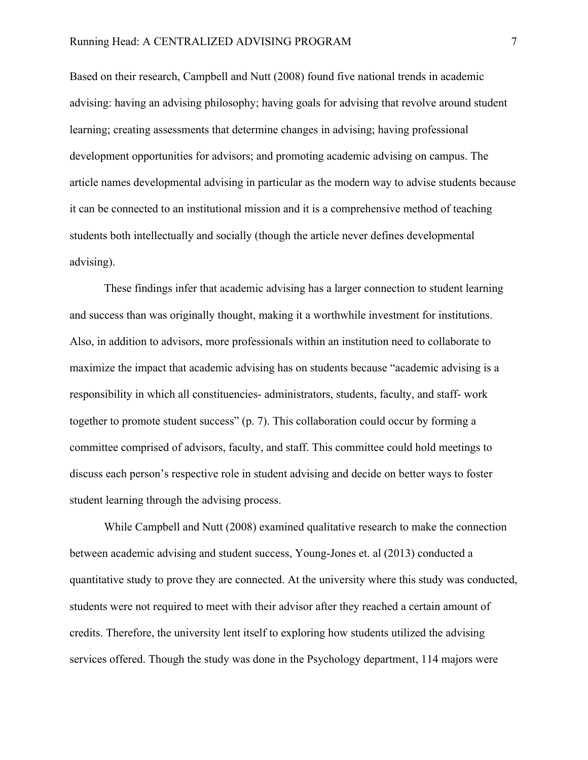Based on their research, Campbell and Nutt (2008) found five national trends in academic advising: having an advising philosophy; having goals for advising that revolve around student learning; creating assessments that determine changes in advising; having professional development opportunities for advisors; and promoting academic advising on campus. The article names developmental advising in particular as the modern way to advise students because it can be connected to an institutional mission and it is a comprehensive method of teaching students both intellectually and socially (though the article never defines developmental advising).

These findings infer that academic advising has a larger connection to student learning and success than was originally thought, making it a worthwhile investment for institutions. Also, in addition to advisors, more professionals within an institution need to collaborate to maximize the impact that academic advising has on students because "academic advising is a responsibility in which all constituencies- administrators, students, faculty, and staff- work together to promote student success" (p. 7). This collaboration could occur by forming a committee comprised of advisors, faculty, and staff. This committee could hold meetings to discuss each person's respective role in student advising and decide on better ways to foster student learning through the advising process.

While Campbell and Nutt (2008) examined qualitative research to make the connection between academic advising and student success, Young-Jones et. al (2013) conducted a quantitative study to prove they are connected. At the university where this study was conducted, students were not required to meet with their advisor after they reached a certain amount of credits. Therefore, the university lent itself to exploring how students utilized the advising services offered. Though the study was done in the Psychology department, 114 majors were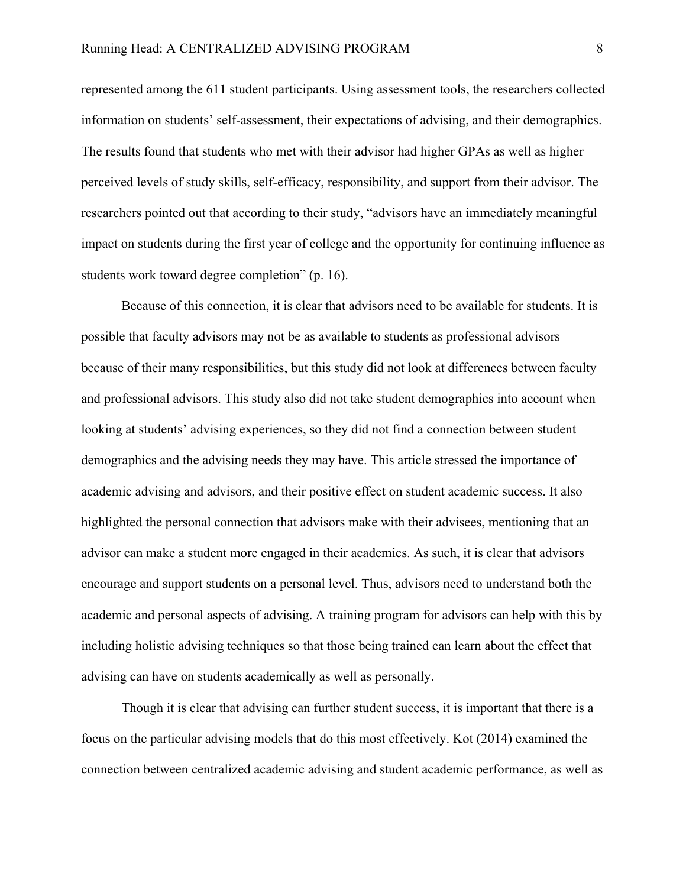represented among the 611 student participants. Using assessment tools, the researchers collected information on students' self-assessment, their expectations of advising, and their demographics. The results found that students who met with their advisor had higher GPAs as well as higher perceived levels of study skills, self-efficacy, responsibility, and support from their advisor. The researchers pointed out that according to their study, "advisors have an immediately meaningful impact on students during the first year of college and the opportunity for continuing influence as students work toward degree completion" (p. 16).

Because of this connection, it is clear that advisors need to be available for students. It is possible that faculty advisors may not be as available to students as professional advisors because of their many responsibilities, but this study did not look at differences between faculty and professional advisors. This study also did not take student demographics into account when looking at students' advising experiences, so they did not find a connection between student demographics and the advising needs they may have. This article stressed the importance of academic advising and advisors, and their positive effect on student academic success. It also highlighted the personal connection that advisors make with their advisees, mentioning that an advisor can make a student more engaged in their academics. As such, it is clear that advisors encourage and support students on a personal level. Thus, advisors need to understand both the academic and personal aspects of advising. A training program for advisors can help with this by including holistic advising techniques so that those being trained can learn about the effect that advising can have on students academically as well as personally.

Though it is clear that advising can further student success, it is important that there is a focus on the particular advising models that do this most effectively. Kot (2014) examined the connection between centralized academic advising and student academic performance, as well as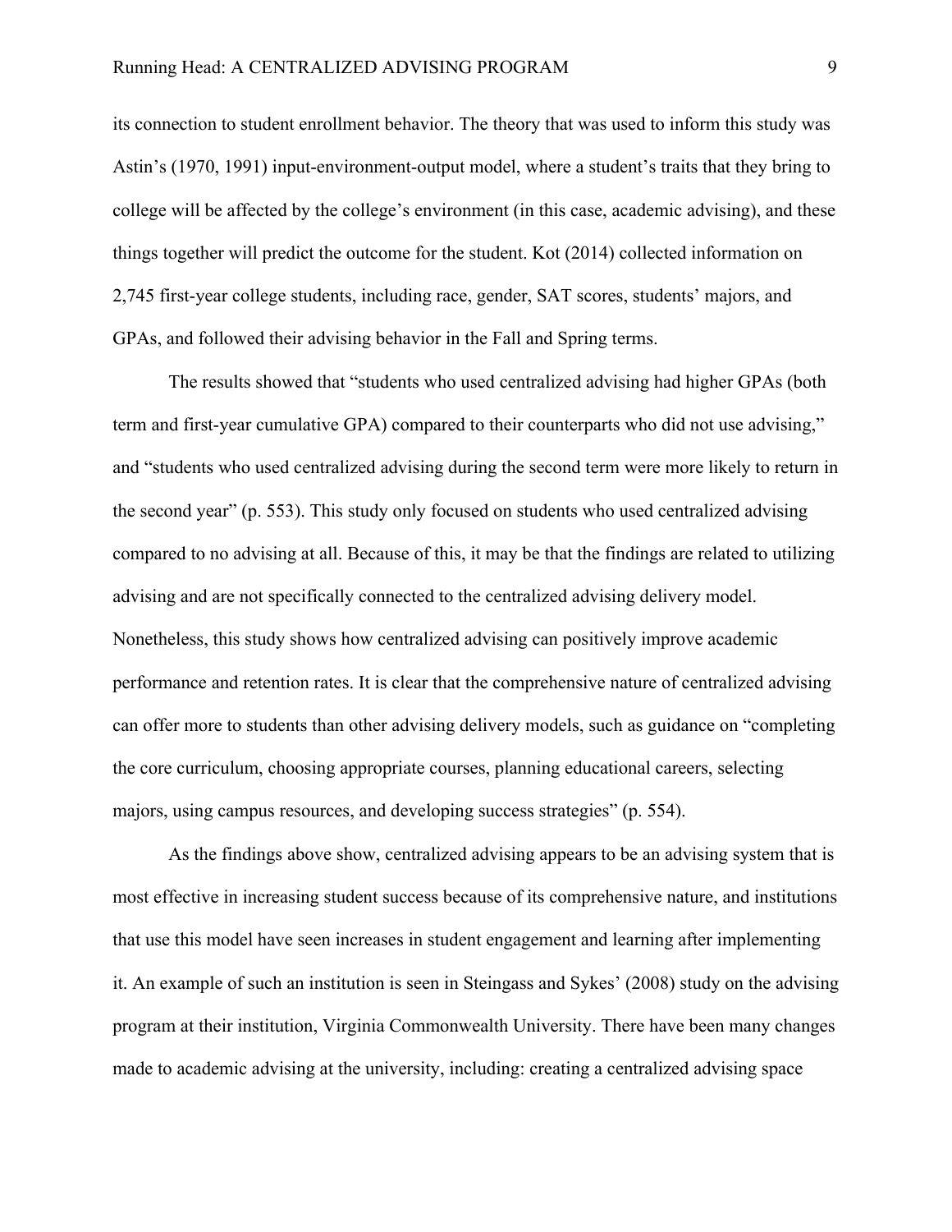its connection to student enrollment behavior. The theory that was used to inform this study was Astin's (1970, 1991) input-environment-output model, where a student's traits that they bring to college will be affected by the college's environment (in this case, academic advising), and these things together will predict the outcome for the student. Kot (2014) collected information on 2,745 first-year college students, including race, gender, SAT scores, students' majors, and GPAs, and followed their advising behavior in the Fall and Spring terms.

The results showed that "students who used centralized advising had higher GPAs (both term and first-year cumulative GPA) compared to their counterparts who did not use advising," and "students who used centralized advising during the second term were more likely to return in the second year" (p. 553). This study only focused on students who used centralized advising compared to no advising at all. Because of this, it may be that the findings are related to utilizing advising and are not specifically connected to the centralized advising delivery model. Nonetheless, this study shows how centralized advising can positively improve academic performance and retention rates. It is clear that the comprehensive nature of centralized advising can offer more to students than other advising delivery models, such as guidance on "completing the core curriculum, choosing appropriate courses, planning educational careers, selecting majors, using campus resources, and developing success strategies" (p. 554).

As the findings above show, centralized advising appears to be an advising system that is most effective in increasing student success because of its comprehensive nature, and institutions that use this model have seen increases in student engagement and learning after implementing it. An example of such an institution is seen in Steingass and Sykes' (2008) study on the advising program at their institution, Virginia Commonwealth University. There have been many changes made to academic advising at the university, including: creating a centralized advising space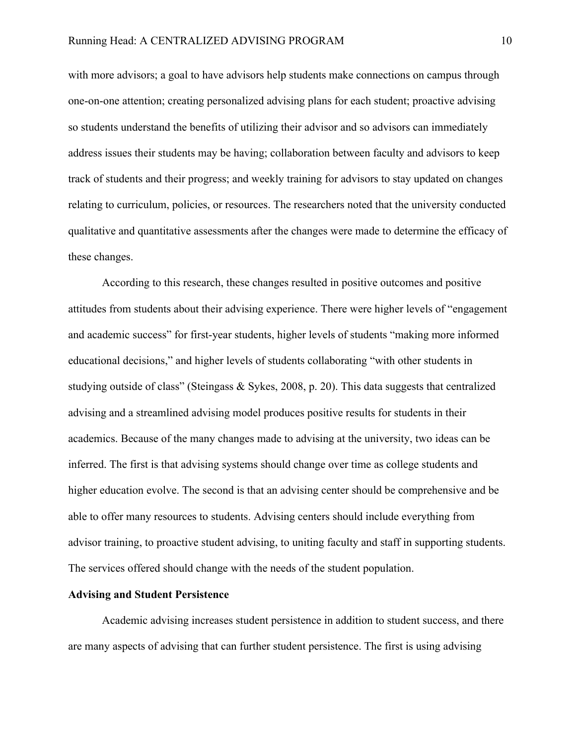with more advisors; a goal to have advisors help students make connections on campus through one-on-one attention; creating personalized advising plans for each student; proactive advising so students understand the benefits of utilizing their advisor and so advisors can immediately address issues their students may be having; collaboration between faculty and advisors to keep track of students and their progress; and weekly training for advisors to stay updated on changes relating to curriculum, policies, or resources. The researchers noted that the university conducted qualitative and quantitative assessments after the changes were made to determine the efficacy of these changes.

According to this research, these changes resulted in positive outcomes and positive attitudes from students about their advising experience. There were higher levels of "engagement and academic success" for first-year students, higher levels of students "making more informed educational decisions," and higher levels of students collaborating "with other students in studying outside of class" (Steingass & Sykes, 2008, p. 20). This data suggests that centralized advising and a streamlined advising model produces positive results for students in their academics. Because of the many changes made to advising at the university, two ideas can be inferred. The first is that advising systems should change over time as college students and higher education evolve. The second is that an advising center should be comprehensive and be able to offer many resources to students. Advising centers should include everything from advisor training, to proactive student advising, to uniting faculty and staff in supporting students. The services offered should change with the needs of the student population.

**Advising and Student Persistence**

Academic advising increases student persistence in addition to student success, and there are many aspects of advising that can further student persistence. The first is using advising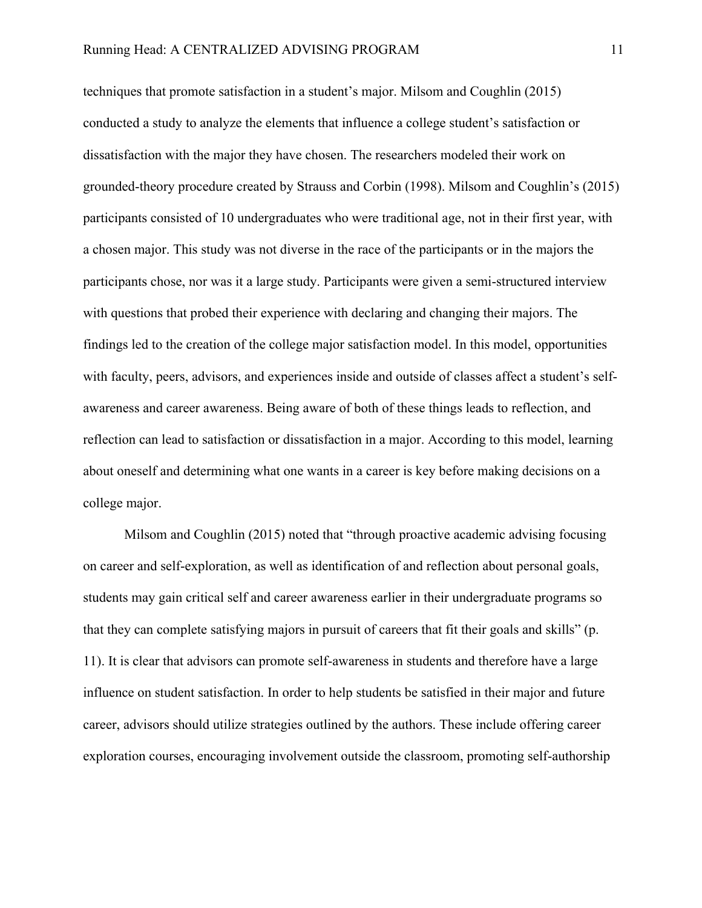techniques that promote satisfaction in a student's major. Milsom and Coughlin (2015) conducted a study to analyze the elements that influence a college student's satisfaction or dissatisfaction with the major they have chosen. The researchers modeled their work on grounded-theory procedure created by Strauss and Corbin (1998). Milsom and Coughlin's (2015) participants consisted of 10 undergraduates who were traditional age, not in their first year, with a chosen major. This study was not diverse in the race of the participants or in the majors the participants chose, nor was it a large study. Participants were given a semi-structured interview with questions that probed their experience with declaring and changing their majors. The findings led to the creation of the college major satisfaction model. In this model, opportunities with faculty, peers, advisors, and experiences inside and outside of classes affect a student's self-awareness and career awareness. Being aware of both of these things leads to reflection, and reflection can lead to satisfaction or dissatisfaction in a major. According to this model, learning about oneself and determining what one wants in a career is key before making decisions on a college major.

Milsom and Coughlin (2015) noted that "through proactive academic advising focusing on career and self-exploration, as well as identification of and reflection about personal goals, students may gain critical self and career awareness earlier in their undergraduate programs so that they can complete satisfying majors in pursuit of careers that fit their goals and skills" (p. 11). It is clear that advisors can promote self-awareness in students and therefore have a large influence on student satisfaction. In order to help students be satisfied in their major and future career, advisors should utilize strategies outlined by the authors. These include offering career exploration courses, encouraging involvement outside the classroom, promoting self-authorship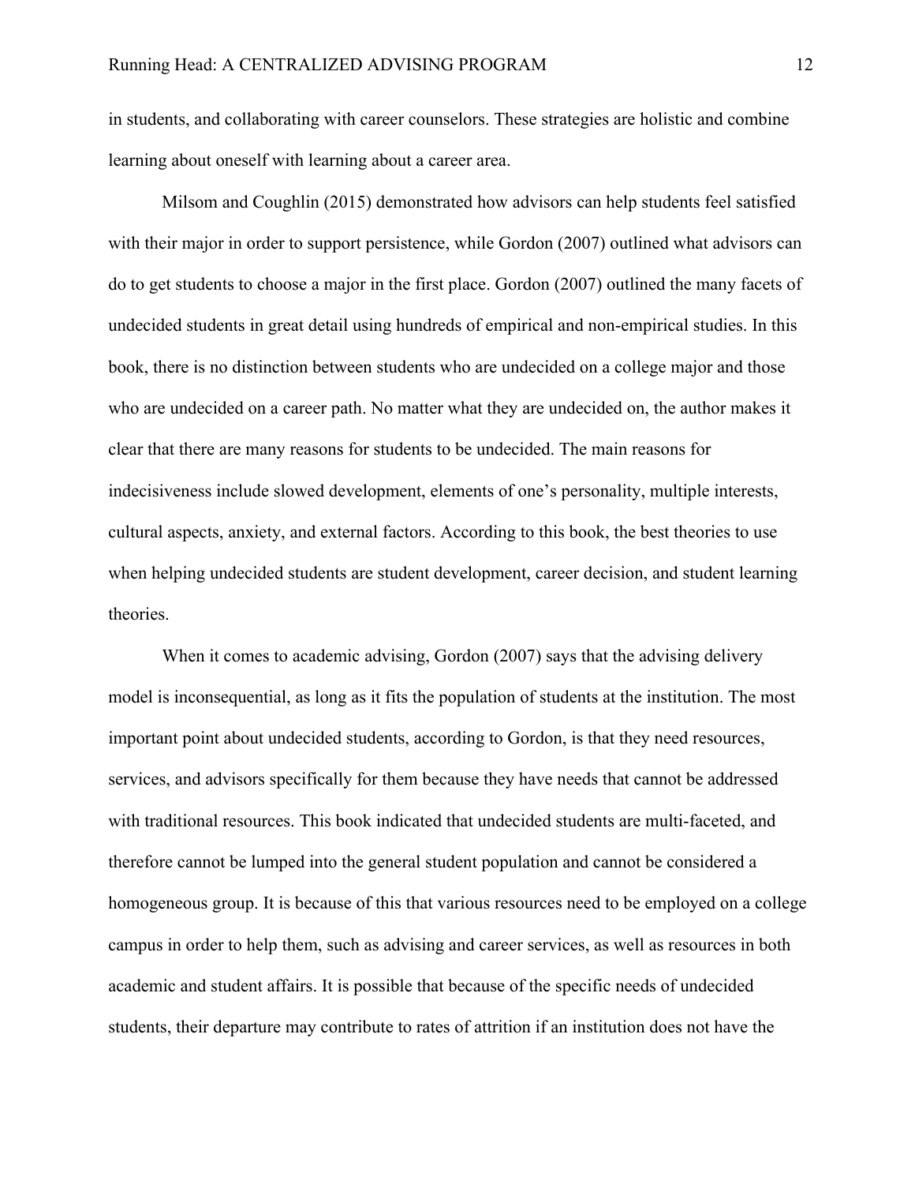in students, and collaborating with career counselors. These strategies are holistic and combine learning about oneself with learning about a career area.

Milsom and Coughlin (2015) demonstrated how advisors can help students feel satisfied with their major in order to support persistence, while Gordon (2007) outlined what advisors can do to get students to choose a major in the first place. Gordon (2007) outlined the many facets of undecided students in great detail using hundreds of empirical and non-empirical studies. In this book, there is no distinction between students who are undecided on a college major and those who are undecided on a career path. No matter what they are undecided on, the author makes it clear that there are many reasons for students to be undecided. The main reasons for indecisiveness include slowed development, elements of one's personality, multiple interests, cultural aspects, anxiety, and external factors. According to this book, the best theories to use when helping undecided students are student development, career decision, and student learning theories.

When it comes to academic advising, Gordon (2007) says that the advising delivery model is inconsequential, as long as it fits the population of students at the institution. The most important point about undecided students, according to Gordon, is that they need resources, services, and advisors specifically for them because they have needs that cannot be addressed with traditional resources. This book indicated that undecided students are multi-faceted, and therefore cannot be lumped into the general student population and cannot be considered a homogeneous group. It is because of this that various resources need to be employed on a college campus in order to help them, such as advising and career services, as well as resources in both academic and student affairs. It is possible that because of the specific needs of undecided students, their departure may contribute to rates of attrition if an institution does not have the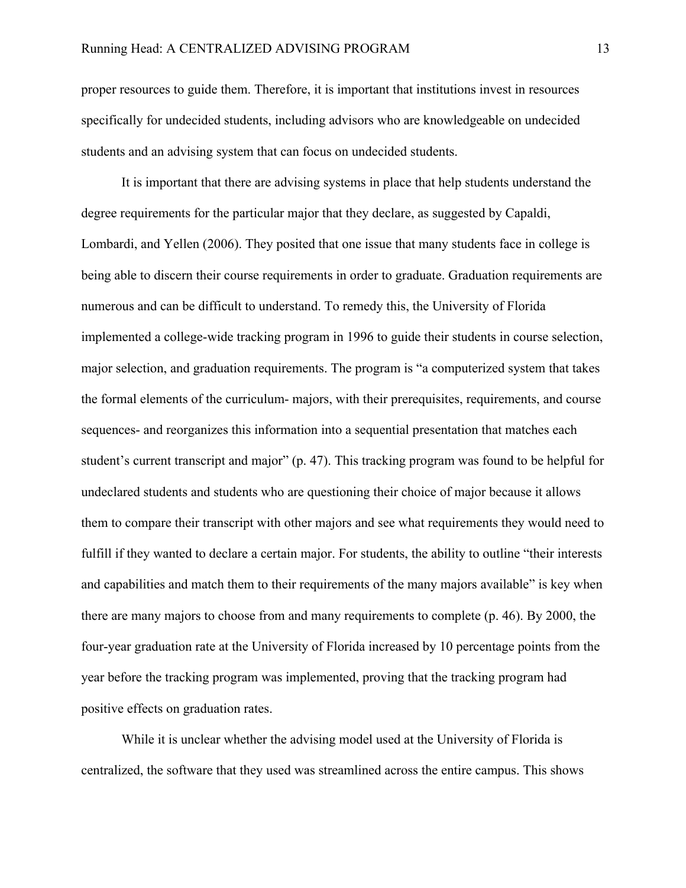proper resources to guide them. Therefore, it is important that institutions invest in resources specifically for undecided students, including advisors who are knowledgeable on undecided students and an advising system that can focus on undecided students.

It is important that there are advising systems in place that help students understand the degree requirements for the particular major that they declare, as suggested by Capaldi, Lombardi, and Yellen (2006). They posited that one issue that many students face in college is being able to discern their course requirements in order to graduate. Graduation requirements are numerous and can be difficult to understand. To remedy this, the University of Florida implemented a college-wide tracking program in 1996 to guide their students in course selection, major selection, and graduation requirements. The program is "a computerized system that takes the formal elements of the curriculum- majors, with their prerequisites, requirements, and course sequences- and reorganizes this information into a sequential presentation that matches each student's current transcript and major" (p. 47). This tracking program was found to be helpful for undeclared students and students who are questioning their choice of major because it allows them to compare their transcript with other majors and see what requirements they would need to fulfill if they wanted to declare a certain major. For students, the ability to outline "their interests and capabilities and match them to their requirements of the many majors available" is key when there are many majors to choose from and many requirements to complete (p. 46). By 2000, the four-year graduation rate at the University of Florida increased by 10 percentage points from the year before the tracking program was implemented, proving that the tracking program had positive effects on graduation rates.

While it is unclear whether the advising model used at the University of Florida is centralized, the software that they used was streamlined across the entire campus. This shows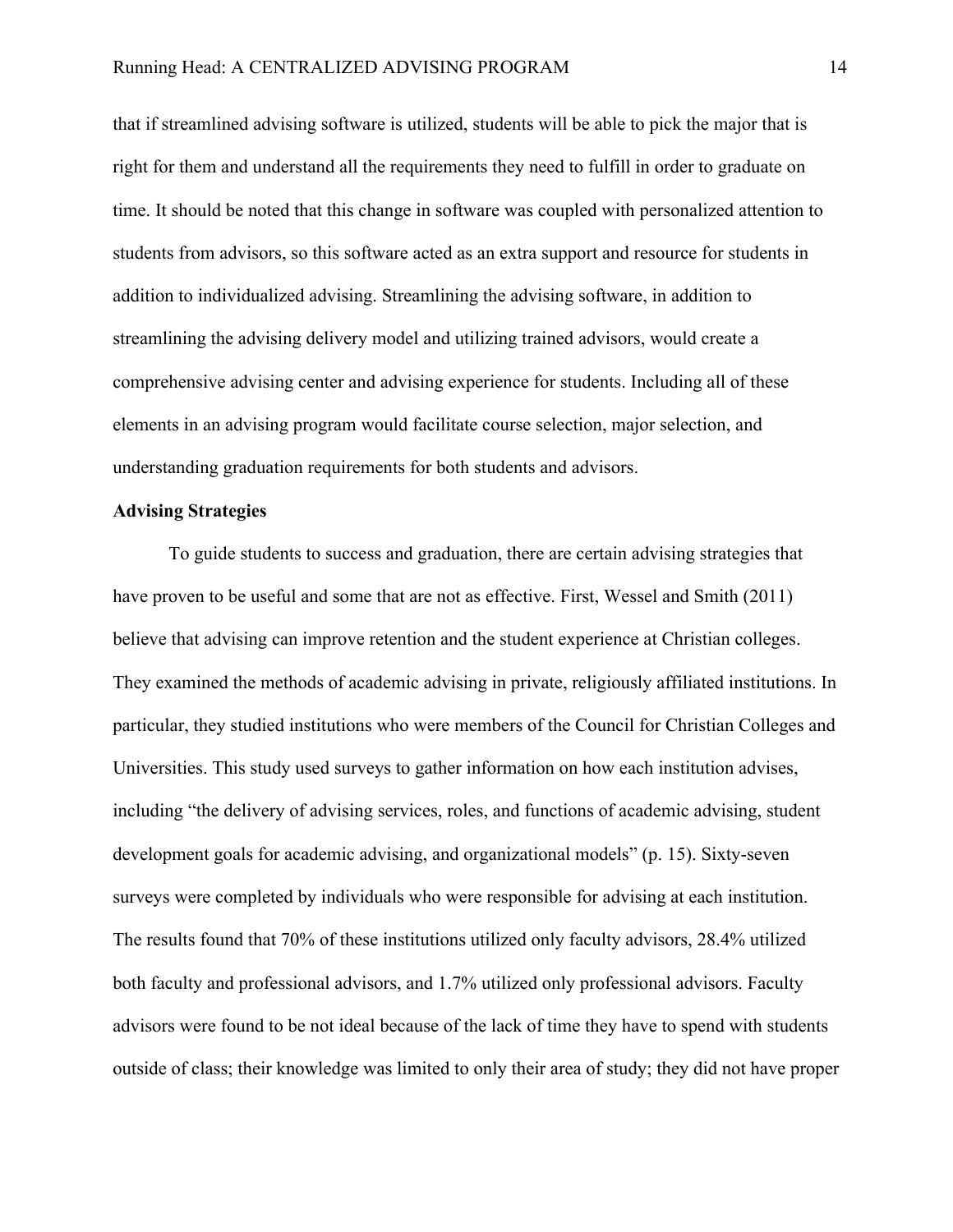that if streamlined advising software is utilized, students will be able to pick the major that is right for them and understand all the requirements they need to fulfill in order to graduate on time. It should be noted that this change in software was coupled with personalized attention to students from advisors, so this software acted as an extra support and resource for students in addition to individualized advising. Streamlining the advising software, in addition to streamlining the advising delivery model and utilizing trained advisors, would create a comprehensive advising center and advising experience for students. Including all of these elements in an advising program would facilitate course selection, major selection, and understanding graduation requirements for both students and advisors.

**Advising Strategies**

To guide students to success and graduation, there are certain advising strategies that have proven to be useful and some that are not as effective. First, Wessel and Smith (2011) believe that advising can improve retention and the student experience at Christian colleges. They examined the methods of academic advising in private, religiously affiliated institutions. In particular, they studied institutions who were members of the Council for Christian Colleges and Universities. This study used surveys to gather information on how each institution advises, including "the delivery of advising services, roles, and functions of academic advising, student development goals for academic advising, and organizational models" (p. 15). Sixty-seven surveys were completed by individuals who were responsible for advising at each institution. The results found that 70% of these institutions utilized only faculty advisors, 28.4% utilized both faculty and professional advisors, and 1.7% utilized only professional advisors. Faculty advisors were found to be not ideal because of the lack of time they have to spend with students outside of class; their knowledge was limited to only their area of study; they did not have proper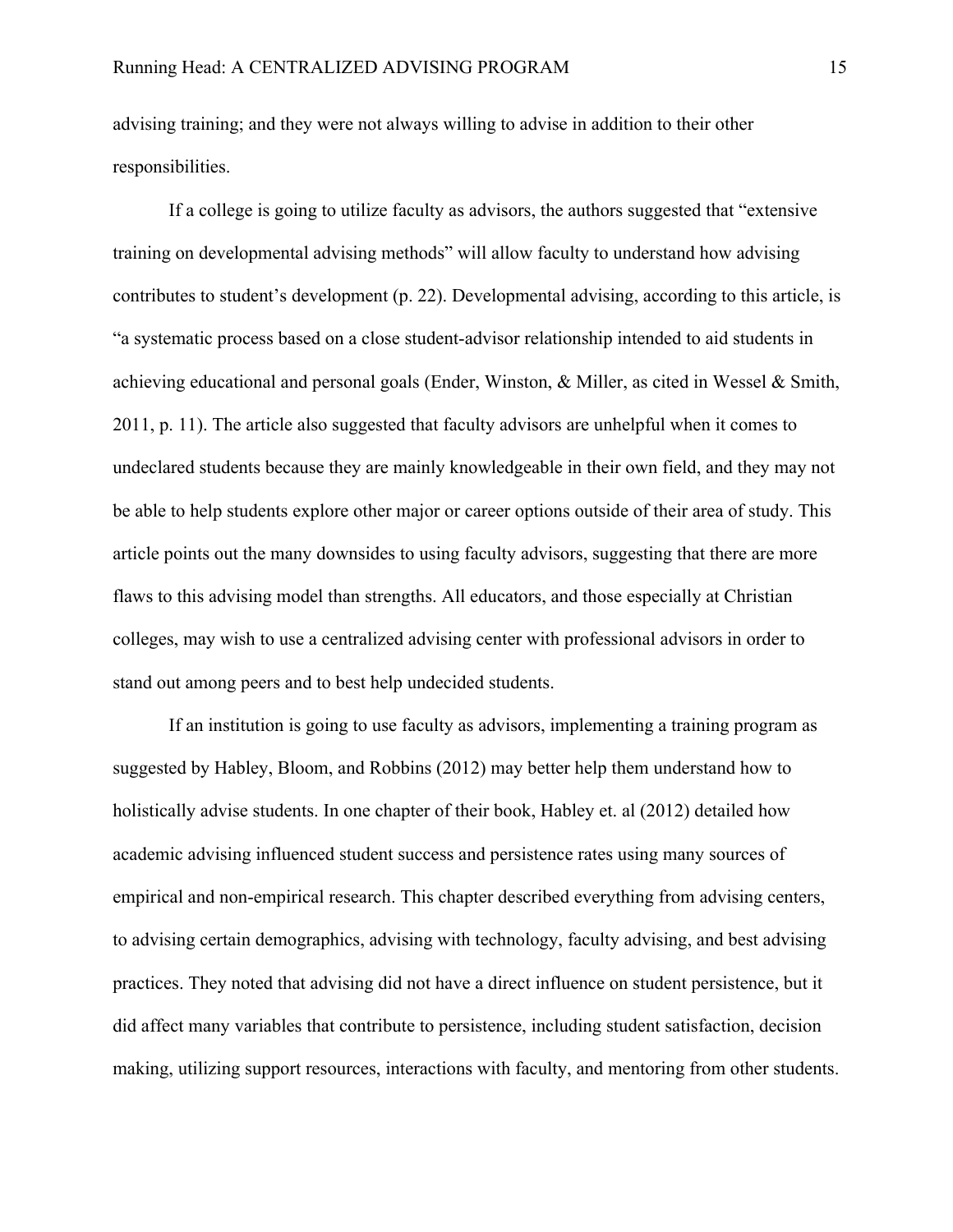advising training; and they were not always willing to advise in addition to their other responsibilities.

If a college is going to utilize faculty as advisors, the authors suggested that "extensive training on developmental advising methods" will allow faculty to understand how advising contributes to student's development (p. 22). Developmental advising, according to this article, is "a systematic process based on a close student-advisor relationship intended to aid students in achieving educational and personal goals (Ender, Winston, & Miller, as cited in Wessel & Smith, 2011, p. 11). The article also suggested that faculty advisors are unhelpful when it comes to undeclared students because they are mainly knowledgeable in their own field, and they may not be able to help students explore other major or career options outside of their area of study. This article points out the many downsides to using faculty advisors, suggesting that there are more flaws to this advising model than strengths. All educators, and those especially at Christian colleges, may wish to use a centralized advising center with professional advisors in order to stand out among peers and to best help undecided students.

If an institution is going to use faculty as advisors, implementing a training program as suggested by Habley, Bloom, and Robbins (2012) may better help them understand how to holistically advise students. In one chapter of their book, Habley et. al (2012) detailed how academic advising influenced student success and persistence rates using many sources of empirical and non-empirical research. This chapter described everything from advising centers, to advising certain demographics, advising with technology, faculty advising, and best advising practices. They noted that advising did not have a direct influence on student persistence, but it did affect many variables that contribute to persistence, including student satisfaction, decision making, utilizing support resources, interactions with faculty, and mentoring from other students.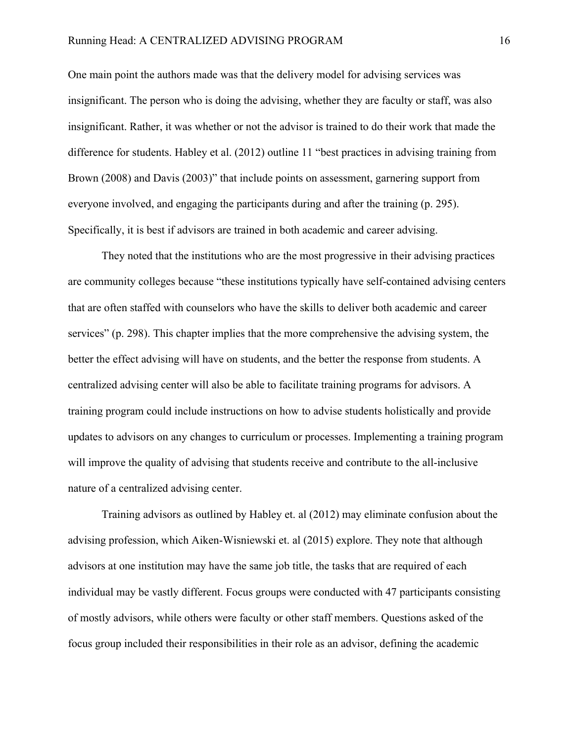One main point the authors made was that the delivery model for advising services was insignificant. The person who is doing the advising, whether they are faculty or staff, was also insignificant. Rather, it was whether or not the advisor is trained to do their work that made the difference for students. Habley et al. (2012) outline 11 "best practices in advising training from Brown (2008) and Davis (2003)" that include points on assessment, garnering support from everyone involved, and engaging the participants during and after the training (p. 295). Specifically, it is best if advisors are trained in both academic and career advising.

They noted that the institutions who are the most progressive in their advising practices are community colleges because "these institutions typically have self-contained advising centers that are often staffed with counselors who have the skills to deliver both academic and career services" (p. 298). This chapter implies that the more comprehensive the advising system, the better the effect advising will have on students, and the better the response from students. A centralized advising center will also be able to facilitate training programs for advisors. A training program could include instructions on how to advise students holistically and provide updates to advisors on any changes to curriculum or processes. Implementing a training program will improve the quality of advising that students receive and contribute to the all-inclusive nature of a centralized advising center.

Training advisors as outlined by Habley et. al (2012) may eliminate confusion about the advising profession, which Aiken-Wisniewski et. al (2015) explore. They note that although advisors at one institution may have the same job title, the tasks that are required of each individual may be vastly different. Focus groups were conducted with 47 participants consisting of mostly advisors, while others were faculty or other staff members. Questions asked of the focus group included their responsibilities in their role as an advisor, defining the academic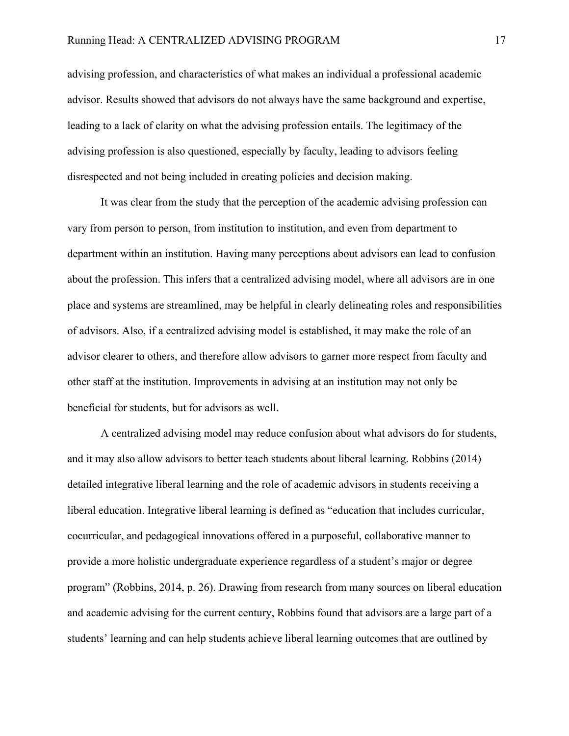advising profession, and characteristics of what makes an individual a professional academic advisor. Results showed that advisors do not always have the same background and expertise, leading to a lack of clarity on what the advising profession entails. The legitimacy of the advising profession is also questioned, especially by faculty, leading to advisors feeling disrespected and not being included in creating policies and decision making.

It was clear from the study that the perception of the academic advising profession can vary from person to person, from institution to institution, and even from department to department within an institution. Having many perceptions about advisors can lead to confusion about the profession. This infers that a centralized advising model, where all advisors are in one place and systems are streamlined, may be helpful in clearly delineating roles and responsibilities of advisors. Also, if a centralized advising model is established, it may make the role of an advisor clearer to others, and therefore allow advisors to garner more respect from faculty and other staff at the institution. Improvements in advising at an institution may not only be beneficial for students, but for advisors as well.

A centralized advising model may reduce confusion about what advisors do for students, and it may also allow advisors to better teach students about liberal learning. Robbins (2014) detailed integrative liberal learning and the role of academic advisors in students receiving a liberal education. Integrative liberal learning is defined as "education that includes curricular, cocurricular, and pedagogical innovations offered in a purposeful, collaborative manner to provide a more holistic undergraduate experience regardless of a student's major or degree program" (Robbins, 2014, p. 26). Drawing from research from many sources on liberal education and academic advising for the current century, Robbins found that advisors are a large part of a students' learning and can help students achieve liberal learning outcomes that are outlined by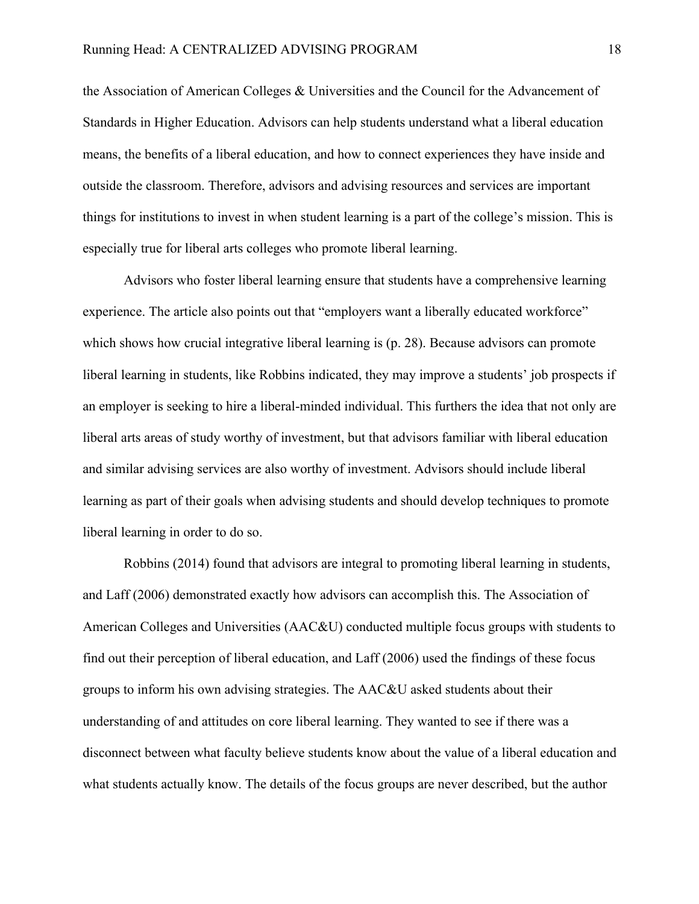the Association of American Colleges & Universities and the Council for the Advancement of Standards in Higher Education. Advisors can help students understand what a liberal education means, the benefits of a liberal education, and how to connect experiences they have inside and outside the classroom. Therefore, advisors and advising resources and services are important things for institutions to invest in when student learning is a part of the college's mission. This is especially true for liberal arts colleges who promote liberal learning.

Advisors who foster liberal learning ensure that students have a comprehensive learning experience. The article also points out that "employers want a liberally educated workforce" which shows how crucial integrative liberal learning is (p. 28). Because advisors can promote liberal learning in students, like Robbins indicated, they may improve a students' job prospects if an employer is seeking to hire a liberal-minded individual. This furthers the idea that not only are liberal arts areas of study worthy of investment, but that advisors familiar with liberal education and similar advising services are also worthy of investment. Advisors should include liberal learning as part of their goals when advising students and should develop techniques to promote liberal learning in order to do so.

Robbins (2014) found that advisors are integral to promoting liberal learning in students, and Laff (2006) demonstrated exactly how advisors can accomplish this. The Association of American Colleges and Universities (AAC&U) conducted multiple focus groups with students to find out their perception of liberal education, and Laff (2006) used the findings of these focus groups to inform his own advising strategies. The AAC&U asked students about their understanding of and attitudes on core liberal learning. They wanted to see if there was a disconnect between what faculty believe students know about the value of a liberal education and what students actually know. The details of the focus groups are never described, but the author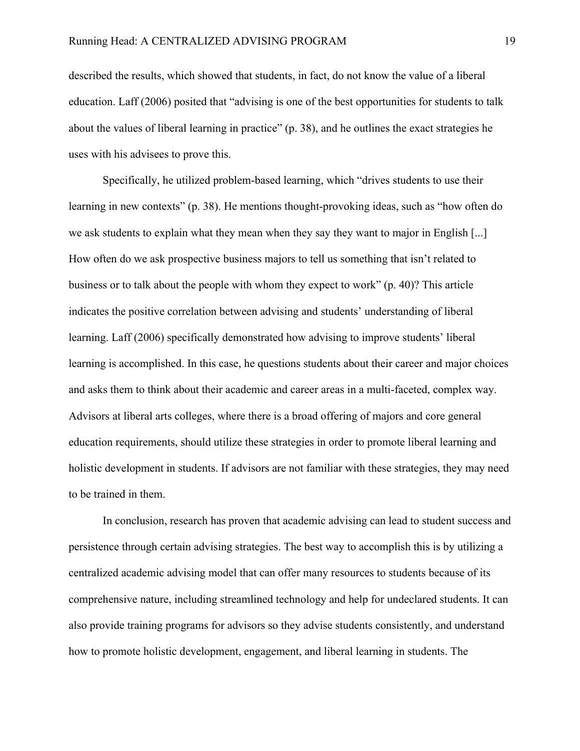described the results, which showed that students, in fact, do not know the value of a liberal education. Laff (2006) posited that "advising is one of the best opportunities for students to talk about the values of liberal learning in practice" (p. 38), and he outlines the exact strategies he uses with his advisees to prove this.

Specifically, he utilized problem-based learning, which "drives students to use their learning in new contexts" (p. 38). He mentions thought-provoking ideas, such as "how often do we ask students to explain what they mean when they say they want to major in English [...] How often do we ask prospective business majors to tell us something that isn't related to business or to talk about the people with whom they expect to work" (p. 40)? This article indicates the positive correlation between advising and students' understanding of liberal learning. Laff (2006) specifically demonstrated how advising to improve students' liberal learning is accomplished. In this case, he questions students about their career and major choices and asks them to think about their academic and career areas in a multi-faceted, complex way. Advisors at liberal arts colleges, where there is a broad offering of majors and core general education requirements, should utilize these strategies in order to promote liberal learning and holistic development in students. If advisors are not familiar with these strategies, they may need to be trained in them.

In conclusion, research has proven that academic advising can lead to student success and persistence through certain advising strategies. The best way to accomplish this is by utilizing a centralized academic advising model that can offer many resources to students because of its comprehensive nature, including streamlined technology and help for undeclared students. It can also provide training programs for advisors so they advise students consistently, and understand how to promote holistic development, engagement, and liberal learning in students. The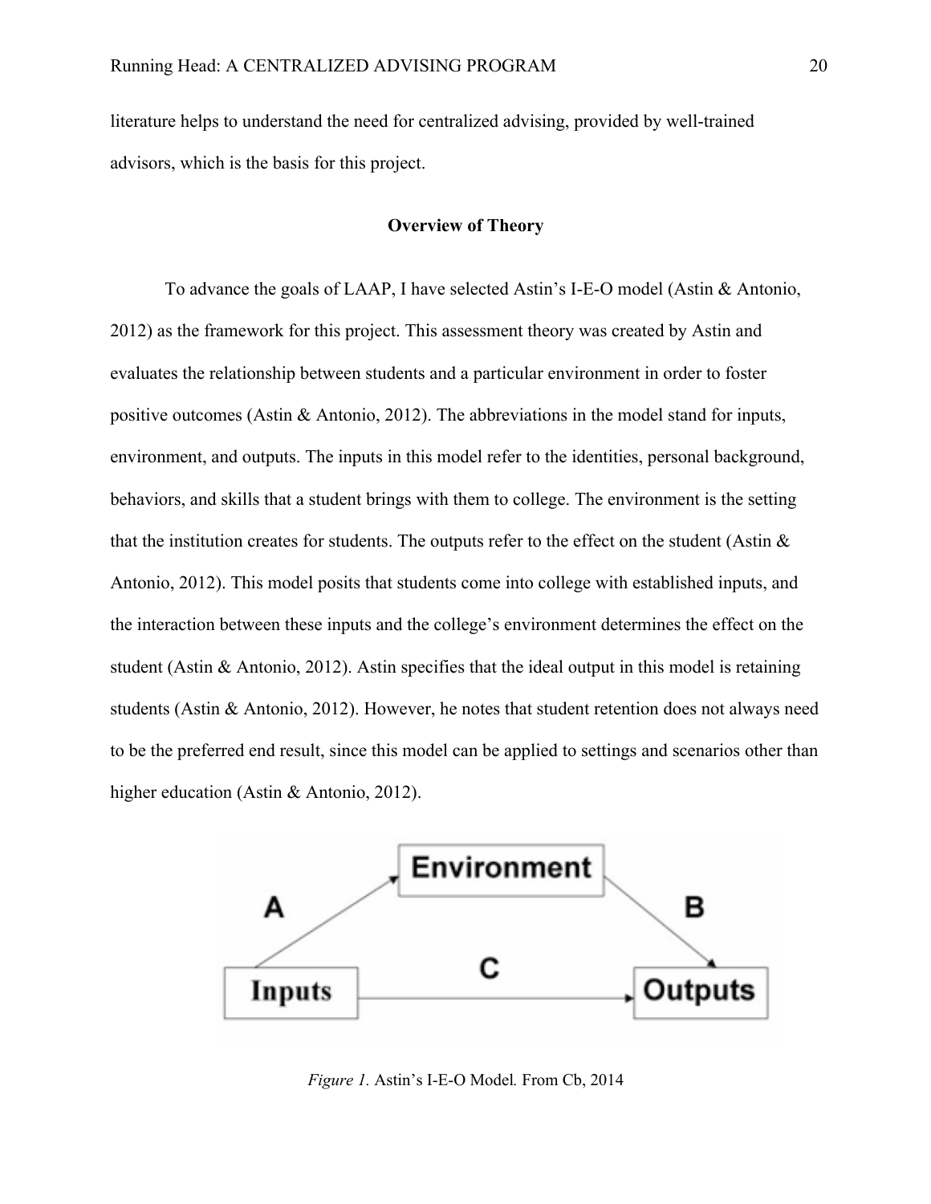literature helps to understand the need for centralized advising, provided by well-trained advisors, which is the basis for this project.

## Overview of Theory

To advance the goals of LAAP, I have selected Astin's I-E-O model (Astin & Antonio, 2012) as the framework for this project. This assessment theory was created by Astin and evaluates the relationship between students and a particular environment in order to foster positive outcomes (Astin & Antonio, 2012). The abbreviations in the model stand for inputs, environment, and outputs. The inputs in this model refer to the identities, personal background, behaviors, and skills that a student brings with them to college. The environment is the setting that the institution creates for students. The outputs refer to the effect on the student (Astin & Antonio, 2012). This model posits that students come into college with established inputs, and the interaction between these inputs and the college's environment determines the effect on the student (Astin & Antonio, 2012). Astin specifies that the ideal output in this model is retaining students (Astin & Antonio, 2012). However, he notes that student retention does not always need to be the preferred end result, since this model can be applied to settings and scenarios other than higher education (Astin & Antonio, 2012).

*Figure 1.* Astin's I-E-O Model. From Cb, 2014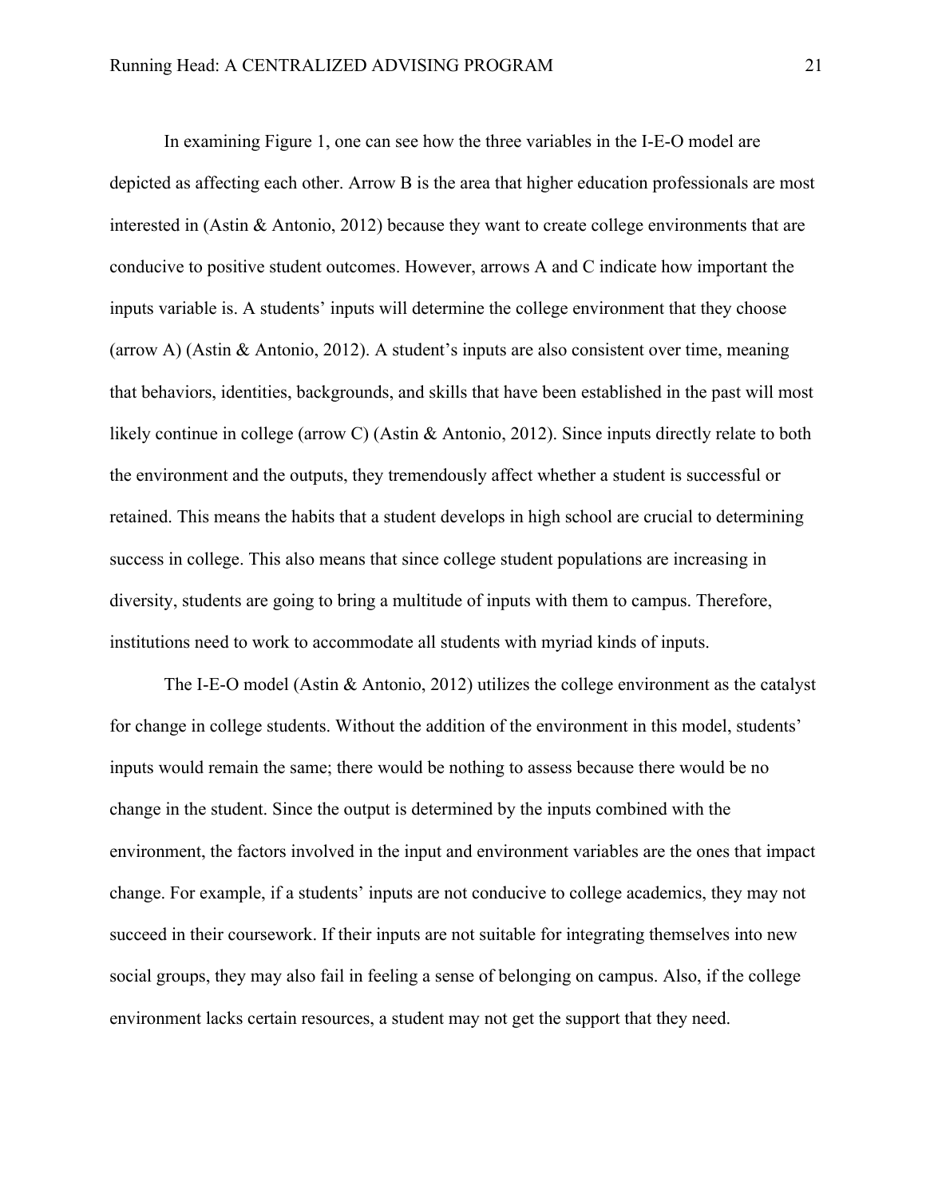In examining Figure 1, one can see how the three variables in the I-E-O model are depicted as affecting each other. Arrow B is the area that higher education professionals are most interested in (Astin & Antonio, 2012) because they want to create college environments that are conducive to positive student outcomes. However, arrows A and C indicate how important the inputs variable is. A students' inputs will determine the college environment that they choose (arrow A) (Astin & Antonio, 2012). A student's inputs are also consistent over time, meaning that behaviors, identities, backgrounds, and skills that have been established in the past will most likely continue in college (arrow C) (Astin & Antonio, 2012). Since inputs directly relate to both the environment and the outputs, they tremendously affect whether a student is successful or retained. This means the habits that a student develops in high school are crucial to determining success in college. This also means that since college student populations are increasing in diversity, students are going to bring a multitude of inputs with them to campus. Therefore, institutions need to work to accommodate all students with myriad kinds of inputs.

The I-E-O model (Astin & Antonio, 2012) utilizes the college environment as the catalyst for change in college students. Without the addition of the environment in this model, students' inputs would remain the same; there would be nothing to assess because there would be no change in the student. Since the output is determined by the inputs combined with the environment, the factors involved in the input and environment variables are the ones that impact change. For example, if a students' inputs are not conducive to college academics, they may not succeed in their coursework. If their inputs are not suitable for integrating themselves into new social groups, they may also fail in feeling a sense of belonging on campus. Also, if the college environment lacks certain resources, a student may not get the support that they need.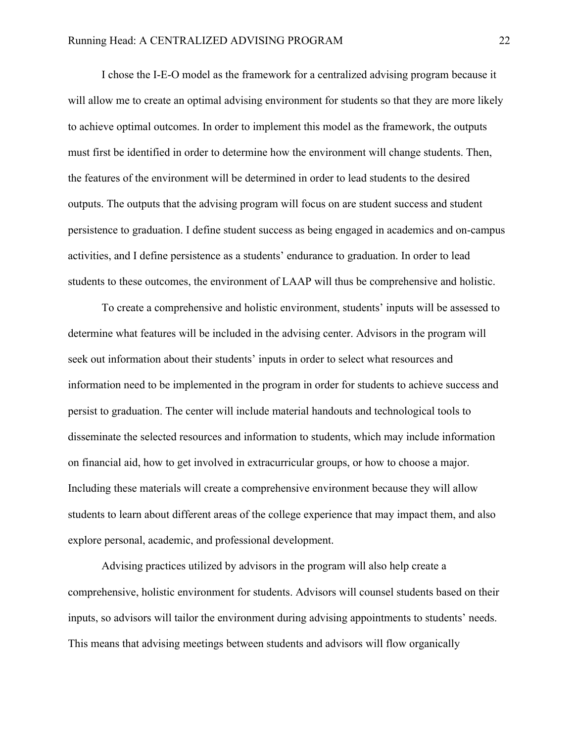I chose the I-E-O model as the framework for a centralized advising program because it will allow me to create an optimal advising environment for students so that they are more likely to achieve optimal outcomes. In order to implement this model as the framework, the outputs must first be identified in order to determine how the environment will change students. Then, the features of the environment will be determined in order to lead students to the desired outputs. The outputs that the advising program will focus on are student success and student persistence to graduation. I define student success as being engaged in academics and on-campus activities, and I define persistence as a students' endurance to graduation. In order to lead students to these outcomes, the environment of LAAP will thus be comprehensive and holistic.

To create a comprehensive and holistic environment, students' inputs will be assessed to determine what features will be included in the advising center. Advisors in the program will seek out information about their students' inputs in order to select what resources and information need to be implemented in the program in order for students to achieve success and persist to graduation. The center will include material handouts and technological tools to disseminate the selected resources and information to students, which may include information on financial aid, how to get involved in extracurricular groups, or how to choose a major. Including these materials will create a comprehensive environment because they will allow students to learn about different areas of the college experience that may impact them, and also explore personal, academic, and professional development.

Advising practices utilized by advisors in the program will also help create a comprehensive, holistic environment for students. Advisors will counsel students based on their inputs, so advisors will tailor the environment during advising appointments to students' needs. This means that advising meetings between students and advisors will flow organically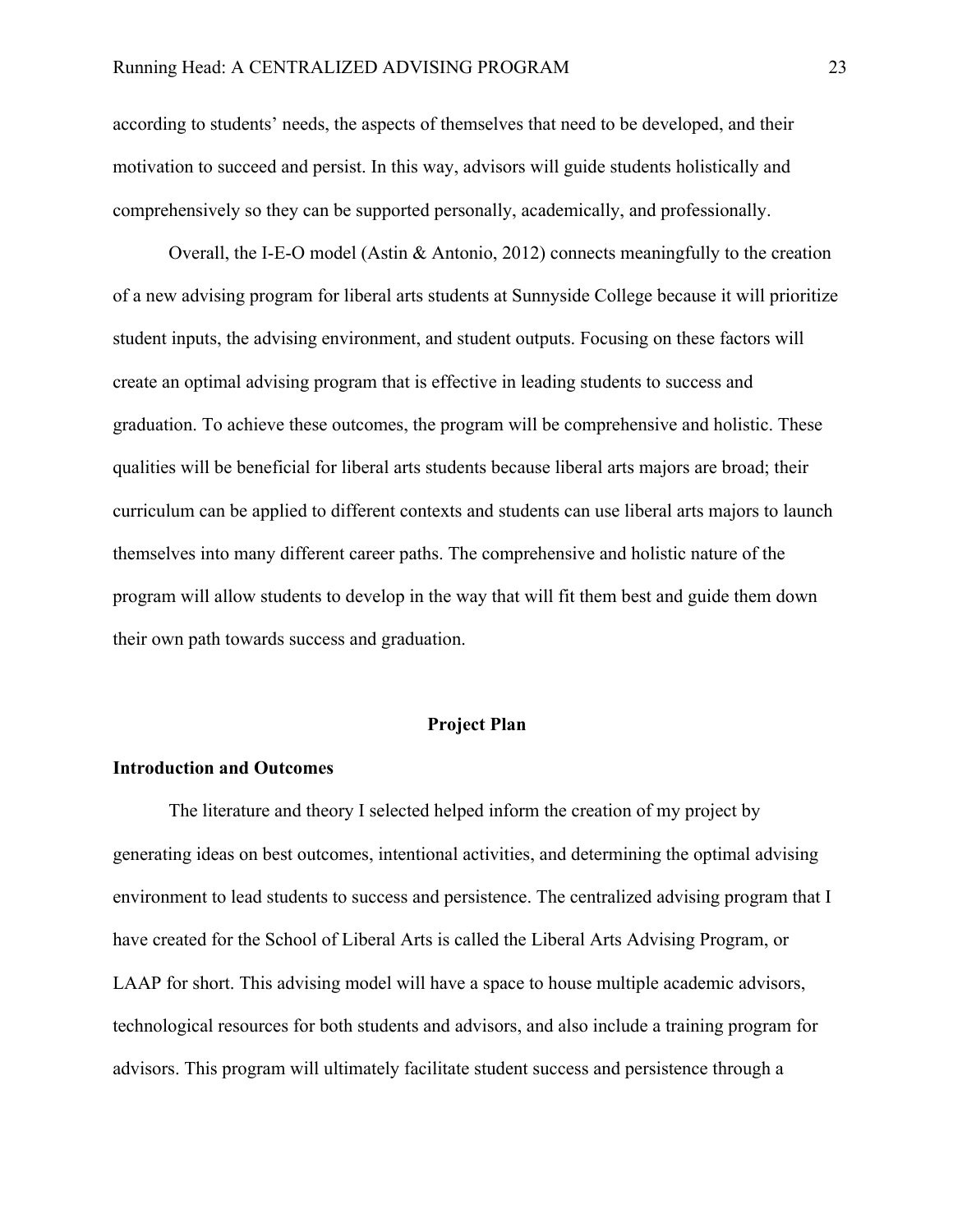according to students' needs, the aspects of themselves that need to be developed, and their motivation to succeed and persist. In this way, advisors will guide students holistically and comprehensively so they can be supported personally, academically, and professionally.

Overall, the I-E-O model (Astin & Antonio, 2012) connects meaningfully to the creation of a new advising program for liberal arts students at Sunnyside College because it will prioritize student inputs, the advising environment, and student outputs. Focusing on these factors will create an optimal advising program that is effective in leading students to success and graduation. To achieve these outcomes, the program will be comprehensive and holistic. These qualities will be beneficial for liberal arts students because liberal arts majors are broad; their curriculum can be applied to different contexts and students can use liberal arts majors to launch themselves into many different career paths. The comprehensive and holistic nature of the program will allow students to develop in the way that will fit them best and guide them down their own path towards success and graduation.

## Project Plan

### Introduction and Outcomes

The literature and theory I selected helped inform the creation of my project by generating ideas on best outcomes, intentional activities, and determining the optimal advising environment to lead students to success and persistence. The centralized advising program that I have created for the School of Liberal Arts is called the Liberal Arts Advising Program, or LAAP for short. This advising model will have a space to house multiple academic advisors, technological resources for both students and advisors, and also include a training program for advisors. This program will ultimately facilitate student success and persistence through a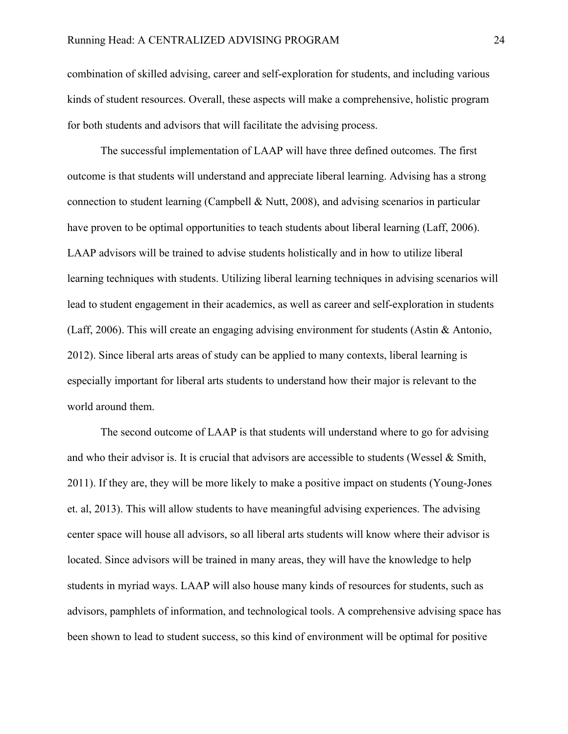combination of skilled advising, career and self-exploration for students, and including various kinds of student resources. Overall, these aspects will make a comprehensive, holistic program for both students and advisors that will facilitate the advising process.

The successful implementation of LAAP will have three defined outcomes. The first outcome is that students will understand and appreciate liberal learning. Advising has a strong connection to student learning (Campbell & Nutt, 2008), and advising scenarios in particular have proven to be optimal opportunities to teach students about liberal learning (Laff, 2006). LAAP advisors will be trained to advise students holistically and in how to utilize liberal learning techniques with students. Utilizing liberal learning techniques in advising scenarios will lead to student engagement in their academics, as well as career and self-exploration in students (Laff, 2006). This will create an engaging advising environment for students (Astin & Antonio, 2012). Since liberal arts areas of study can be applied to many contexts, liberal learning is especially important for liberal arts students to understand how their major is relevant to the world around them.

The second outcome of LAAP is that students will understand where to go for advising and who their advisor is. It is crucial that advisors are accessible to students (Wessel & Smith, 2011). If they are, they will be more likely to make a positive impact on students (Young-Jones et. al, 2013). This will allow students to have meaningful advising experiences. The advising center space will house all advisors, so all liberal arts students will know where their advisor is located. Since advisors will be trained in many areas, they will have the knowledge to help students in myriad ways. LAAP will also house many kinds of resources for students, such as advisors, pamphlets of information, and technological tools. A comprehensive advising space has been shown to lead to student success, so this kind of environment will be optimal for positive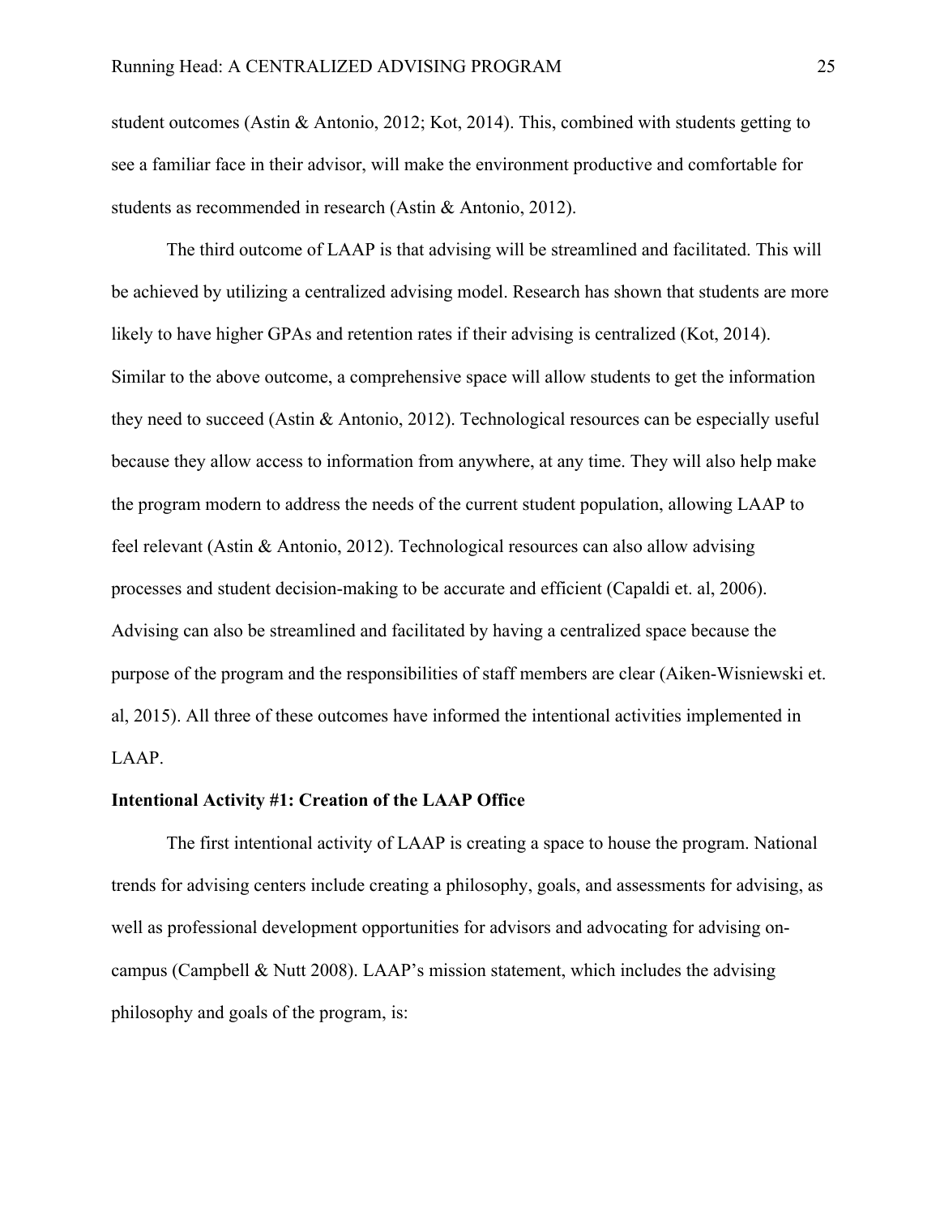student outcomes (Astin & Antonio, 2012; Kot, 2014). This, combined with students getting to see a familiar face in their advisor, will make the environment productive and comfortable for students as recommended in research (Astin & Antonio, 2012).

The third outcome of LAAP is that advising will be streamlined and facilitated. This will be achieved by utilizing a centralized advising model. Research has shown that students are more likely to have higher GPAs and retention rates if their advising is centralized (Kot, 2014). Similar to the above outcome, a comprehensive space will allow students to get the information they need to succeed (Astin & Antonio, 2012). Technological resources can be especially useful because they allow access to information from anywhere, at any time. They will also help make the program modern to address the needs of the current student population, allowing LAAP to feel relevant (Astin & Antonio, 2012). Technological resources can also allow advising processes and student decision-making to be accurate and efficient (Capaldi et. al, 2006). Advising can also be streamlined and facilitated by having a centralized space because the purpose of the program and the responsibilities of staff members are clear (Aiken-Wisniewski et. al, 2015). All three of these outcomes have informed the intentional activities implemented in LAAP.

**Intentional Activity #1: Creation of the LAAP Office**

The first intentional activity of LAAP is creating a space to house the program. National trends for advising centers include creating a philosophy, goals, and assessments for advising, as well as professional development opportunities for advisors and advocating for advising on-campus (Campbell & Nutt 2008). LAAP's mission statement, which includes the advising philosophy and goals of the program, is: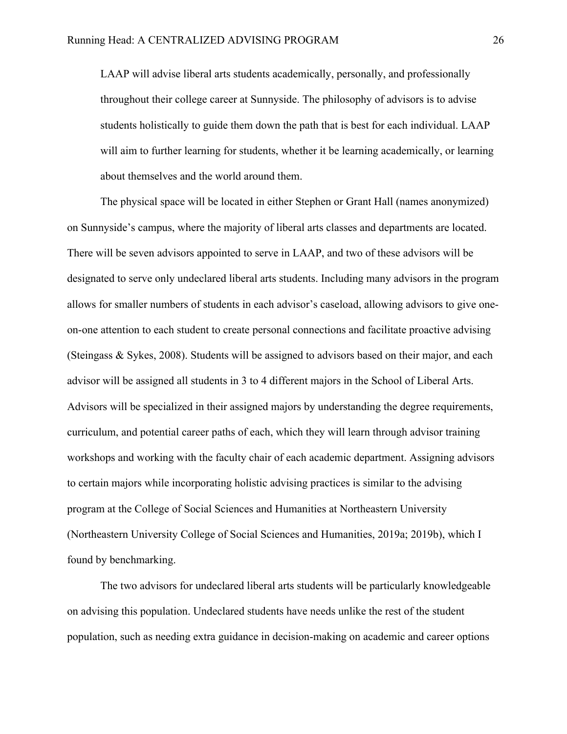> LAAP will advise liberal arts students academically, personally, and professionally throughout their college career at Sunnyside. The philosophy of advisors is to advise students holistically to guide them down the path that is best for each individual. LAAP will aim to further learning for students, whether it be learning academically, or learning about themselves and the world around them.

The physical space will be located in either Stephen or Grant Hall (names anonymized) on Sunnyside's campus, where the majority of liberal arts classes and departments are located. There will be seven advisors appointed to serve in LAAP, and two of these advisors will be designated to serve only undeclared liberal arts students. Including many advisors in the program allows for smaller numbers of students in each advisor's caseload, allowing advisors to give one-on-one attention to each student to create personal connections and facilitate proactive advising (Steingass & Sykes, 2008). Students will be assigned to advisors based on their major, and each advisor will be assigned all students in 3 to 4 different majors in the School of Liberal Arts. Advisors will be specialized in their assigned majors by understanding the degree requirements, curriculum, and potential career paths of each, which they will learn through advisor training workshops and working with the faculty chair of each academic department. Assigning advisors to certain majors while incorporating holistic advising practices is similar to the advising program at the College of Social Sciences and Humanities at Northeastern University (Northeastern University College of Social Sciences and Humanities, 2019a; 2019b), which I found by benchmarking.

The two advisors for undeclared liberal arts students will be particularly knowledgeable on advising this population. Undeclared students have needs unlike the rest of the student population, such as needing extra guidance in decision-making on academic and career options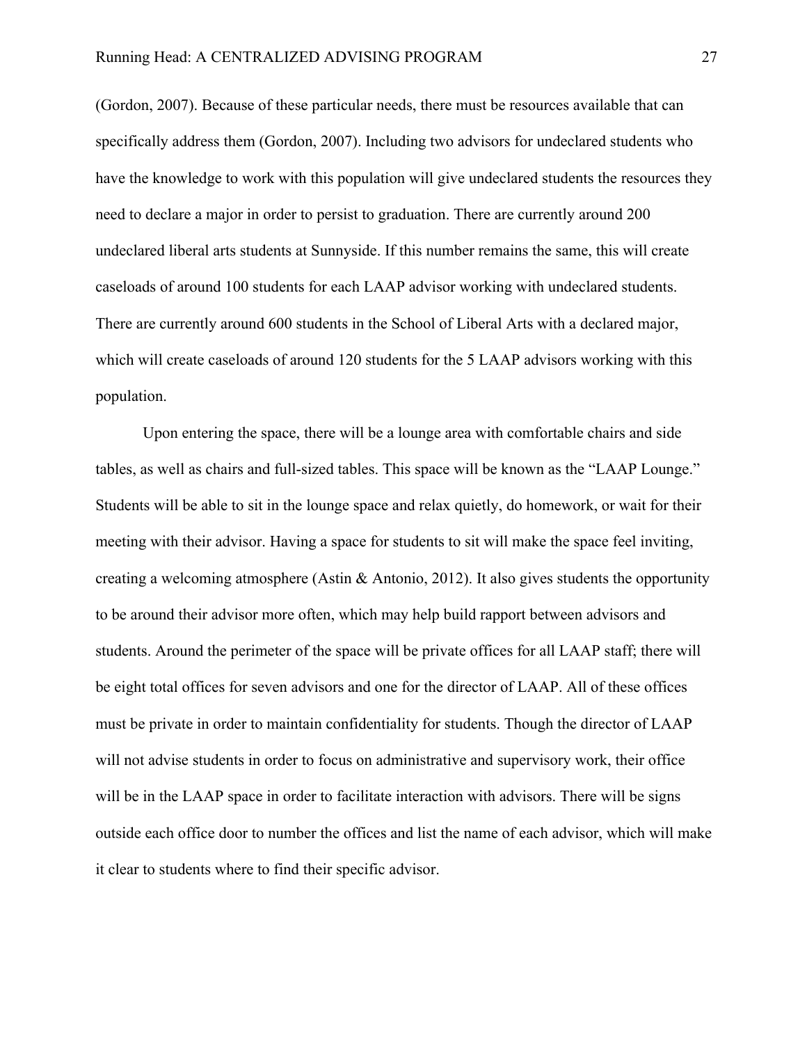(Gordon, 2007). Because of these particular needs, there must be resources available that can specifically address them (Gordon, 2007). Including two advisors for undeclared students who have the knowledge to work with this population will give undeclared students the resources they need to declare a major in order to persist to graduation. There are currently around 200 undeclared liberal arts students at Sunnyside. If this number remains the same, this will create caseloads of around 100 students for each LAAP advisor working with undeclared students. There are currently around 600 students in the School of Liberal Arts with a declared major, which will create caseloads of around 120 students for the 5 LAAP advisors working with this population.

Upon entering the space, there will be a lounge area with comfortable chairs and side tables, as well as chairs and full-sized tables. This space will be known as the "LAAP Lounge." Students will be able to sit in the lounge space and relax quietly, do homework, or wait for their meeting with their advisor. Having a space for students to sit will make the space feel inviting, creating a welcoming atmosphere (Astin & Antonio, 2012). It also gives students the opportunity to be around their advisor more often, which may help build rapport between advisors and students. Around the perimeter of the space will be private offices for all LAAP staff; there will be eight total offices for seven advisors and one for the director of LAAP. All of these offices must be private in order to maintain confidentiality for students. Though the director of LAAP will not advise students in order to focus on administrative and supervisory work, their office will be in the LAAP space in order to facilitate interaction with advisors. There will be signs outside each office door to number the offices and list the name of each advisor, which will make it clear to students where to find their specific advisor.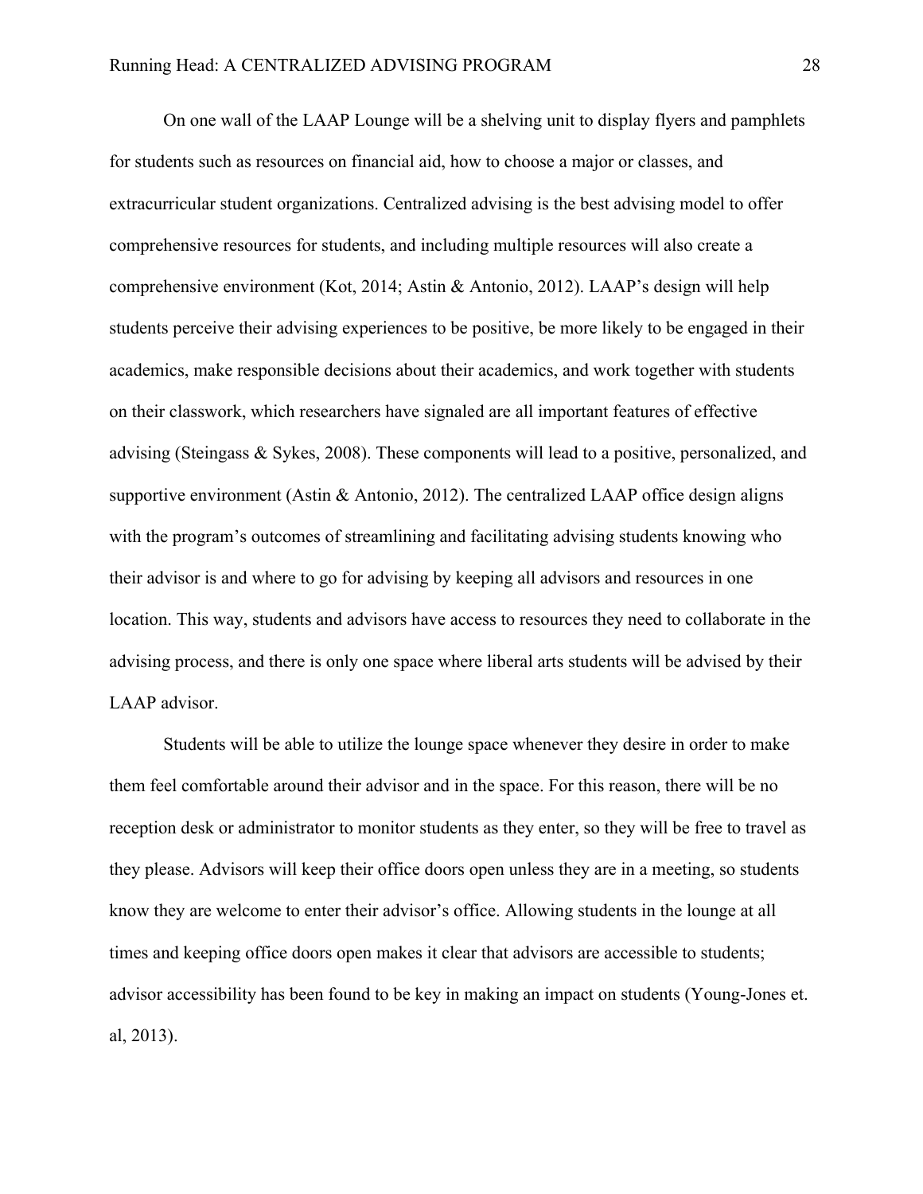On one wall of the LAAP Lounge will be a shelving unit to display flyers and pamphlets for students such as resources on financial aid, how to choose a major or classes, and extracurricular student organizations. Centralized advising is the best advising model to offer comprehensive resources for students, and including multiple resources will also create a comprehensive environment (Kot, 2014; Astin & Antonio, 2012). LAAP's design will help students perceive their advising experiences to be positive, be more likely to be engaged in their academics, make responsible decisions about their academics, and work together with students on their classwork, which researchers have signaled are all important features of effective advising (Steingass & Sykes, 2008). These components will lead to a positive, personalized, and supportive environment (Astin & Antonio, 2012). The centralized LAAP office design aligns with the program's outcomes of streamlining and facilitating advising students knowing who their advisor is and where to go for advising by keeping all advisors and resources in one location. This way, students and advisors have access to resources they need to collaborate in the advising process, and there is only one space where liberal arts students will be advised by their LAAP advisor.

Students will be able to utilize the lounge space whenever they desire in order to make them feel comfortable around their advisor and in the space. For this reason, there will be no reception desk or administrator to monitor students as they enter, so they will be free to travel as they please. Advisors will keep their office doors open unless they are in a meeting, so students know they are welcome to enter their advisor's office. Allowing students in the lounge at all times and keeping office doors open makes it clear that advisors are accessible to students; advisor accessibility has been found to be key in making an impact on students (Young-Jones et. al, 2013).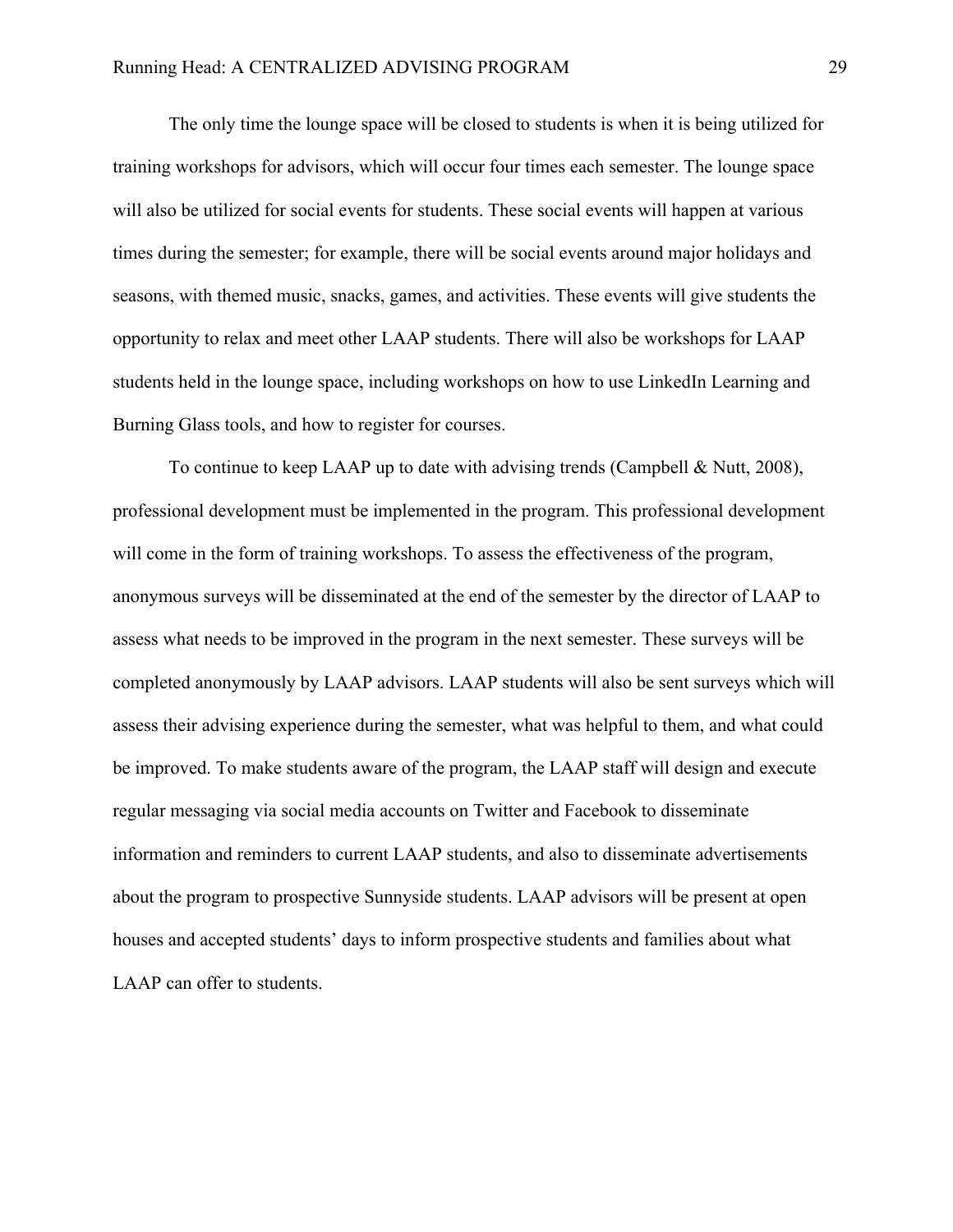The only time the lounge space will be closed to students is when it is being utilized for training workshops for advisors, which will occur four times each semester. The lounge space will also be utilized for social events for students. These social events will happen at various times during the semester; for example, there will be social events around major holidays and seasons, with themed music, snacks, games, and activities. These events will give students the opportunity to relax and meet other LAAP students. There will also be workshops for LAAP students held in the lounge space, including workshops on how to use LinkedIn Learning and Burning Glass tools, and how to register for courses.

To continue to keep LAAP up to date with advising trends (Campbell & Nutt, 2008), professional development must be implemented in the program. This professional development will come in the form of training workshops. To assess the effectiveness of the program, anonymous surveys will be disseminated at the end of the semester by the director of LAAP to assess what needs to be improved in the program in the next semester. These surveys will be completed anonymously by LAAP advisors. LAAP students will also be sent surveys which will assess their advising experience during the semester, what was helpful to them, and what could be improved. To make students aware of the program, the LAAP staff will design and execute regular messaging via social media accounts on Twitter and Facebook to disseminate information and reminders to current LAAP students, and also to disseminate advertisements about the program to prospective Sunnyside students. LAAP advisors will be present at open houses and accepted students' days to inform prospective students and families about what LAAP can offer to students.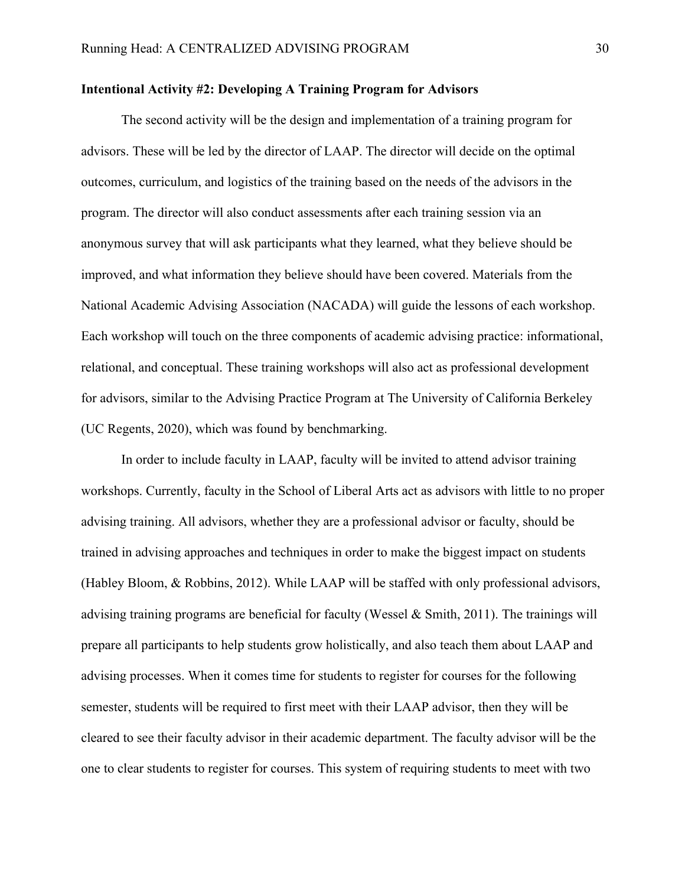**Intentional Activity #2: Developing A Training Program for Advisors**

The second activity will be the design and implementation of a training program for advisors. These will be led by the director of LAAP. The director will decide on the optimal outcomes, curriculum, and logistics of the training based on the needs of the advisors in the program. The director will also conduct assessments after each training session via an anonymous survey that will ask participants what they learned, what they believe should be improved, and what information they believe should have been covered. Materials from the National Academic Advising Association (NACADA) will guide the lessons of each workshop. Each workshop will touch on the three components of academic advising practice: informational, relational, and conceptual. These training workshops will also act as professional development for advisors, similar to the Advising Practice Program at The University of California Berkeley (UC Regents, 2020), which was found by benchmarking.

In order to include faculty in LAAP, faculty will be invited to attend advisor training workshops. Currently, faculty in the School of Liberal Arts act as advisors with little to no proper advising training. All advisors, whether they are a professional advisor or faculty, should be trained in advising approaches and techniques in order to make the biggest impact on students (Habley Bloom, & Robbins, 2012). While LAAP will be staffed with only professional advisors, advising training programs are beneficial for faculty (Wessel & Smith, 2011). The trainings will prepare all participants to help students grow holistically, and also teach them about LAAP and advising processes. When it comes time for students to register for courses for the following semester, students will be required to first meet with their LAAP advisor, then they will be cleared to see their faculty advisor in their academic department. The faculty advisor will be the one to clear students to register for courses. This system of requiring students to meet with two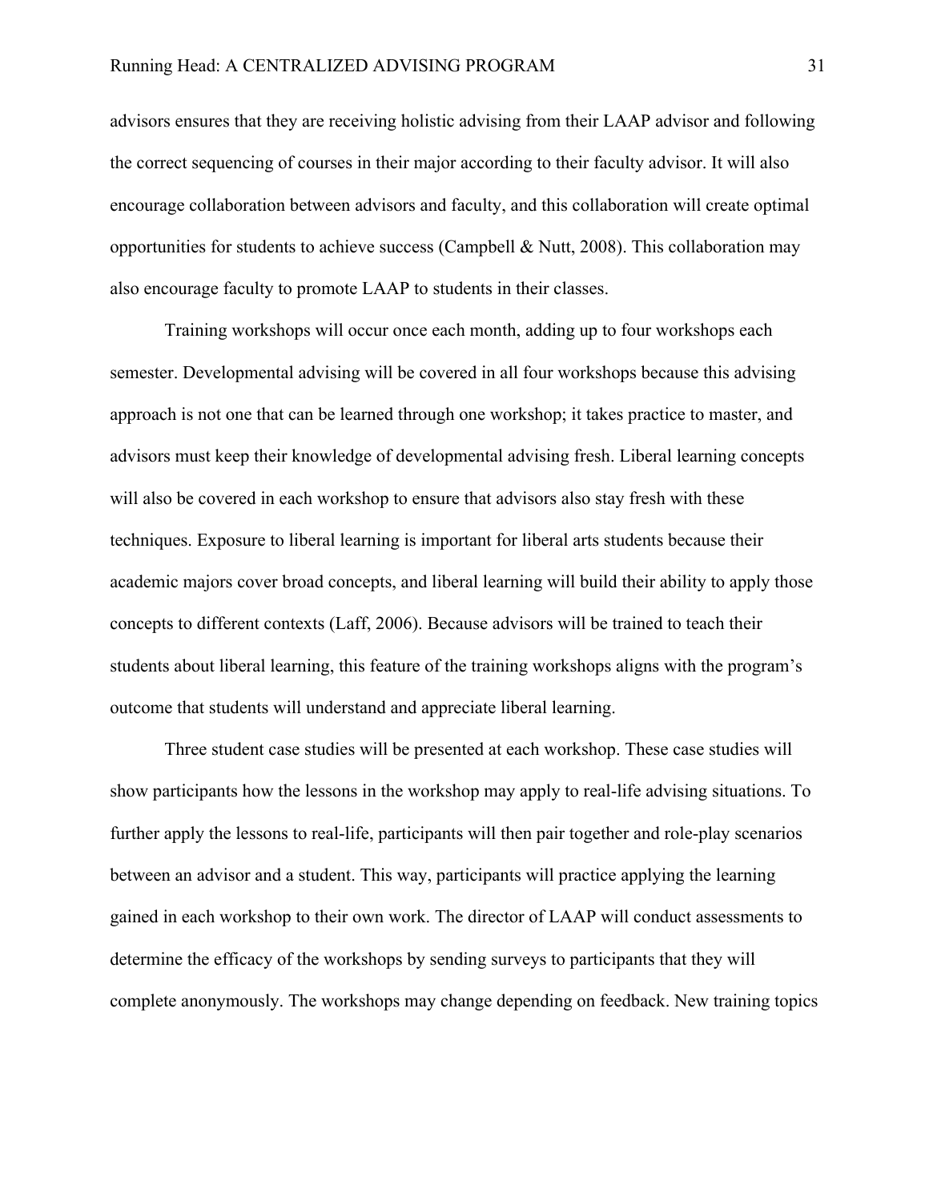advisors ensures that they are receiving holistic advising from their LAAP advisor and following the correct sequencing of courses in their major according to their faculty advisor. It will also encourage collaboration between advisors and faculty, and this collaboration will create optimal opportunities for students to achieve success (Campbell & Nutt, 2008). This collaboration may also encourage faculty to promote LAAP to students in their classes.

Training workshops will occur once each month, adding up to four workshops each semester. Developmental advising will be covered in all four workshops because this advising approach is not one that can be learned through one workshop; it takes practice to master, and advisors must keep their knowledge of developmental advising fresh. Liberal learning concepts will also be covered in each workshop to ensure that advisors also stay fresh with these techniques. Exposure to liberal learning is important for liberal arts students because their academic majors cover broad concepts, and liberal learning will build their ability to apply those concepts to different contexts (Laff, 2006). Because advisors will be trained to teach their students about liberal learning, this feature of the training workshops aligns with the program's outcome that students will understand and appreciate liberal learning.

Three student case studies will be presented at each workshop. These case studies will show participants how the lessons in the workshop may apply to real-life advising situations. To further apply the lessons to real-life, participants will then pair together and role-play scenarios between an advisor and a student. This way, participants will practice applying the learning gained in each workshop to their own work. The director of LAAP will conduct assessments to determine the efficacy of the workshops by sending surveys to participants that they will complete anonymously. The workshops may change depending on feedback. New training topics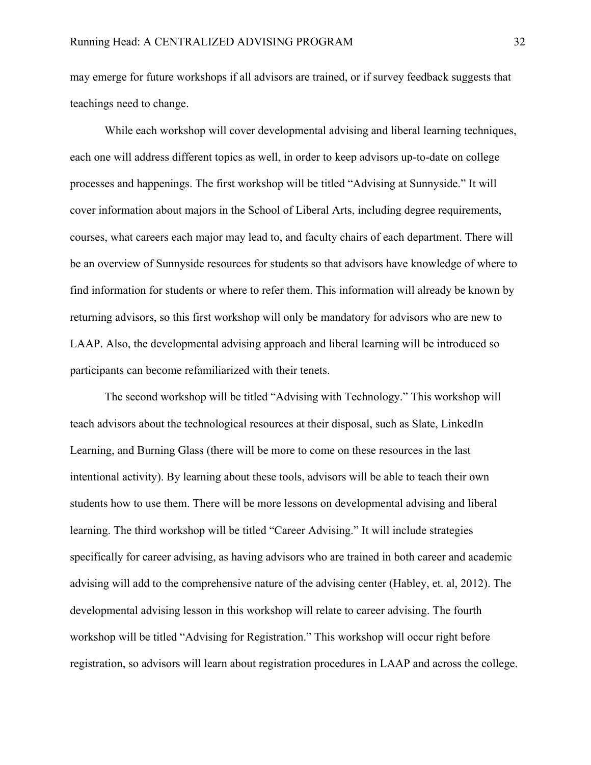may emerge for future workshops if all advisors are trained, or if survey feedback suggests that teachings need to change.

While each workshop will cover developmental advising and liberal learning techniques, each one will address different topics as well, in order to keep advisors up-to-date on college processes and happenings. The first workshop will be titled "Advising at Sunnyside." It will cover information about majors in the School of Liberal Arts, including degree requirements, courses, what careers each major may lead to, and faculty chairs of each department. There will be an overview of Sunnyside resources for students so that advisors have knowledge of where to find information for students or where to refer them. This information will already be known by returning advisors, so this first workshop will only be mandatory for advisors who are new to LAAP. Also, the developmental advising approach and liberal learning will be introduced so participants can become refamiliarized with their tenets.

The second workshop will be titled "Advising with Technology." This workshop will teach advisors about the technological resources at their disposal, such as Slate, LinkedIn Learning, and Burning Glass (there will be more to come on these resources in the last intentional activity). By learning about these tools, advisors will be able to teach their own students how to use them. There will be more lessons on developmental advising and liberal learning. The third workshop will be titled "Career Advising." It will include strategies specifically for career advising, as having advisors who are trained in both career and academic advising will add to the comprehensive nature of the advising center (Habley, et. al, 2012). The developmental advising lesson in this workshop will relate to career advising. The fourth workshop will be titled "Advising for Registration." This workshop will occur right before registration, so advisors will learn about registration procedures in LAAP and across the college.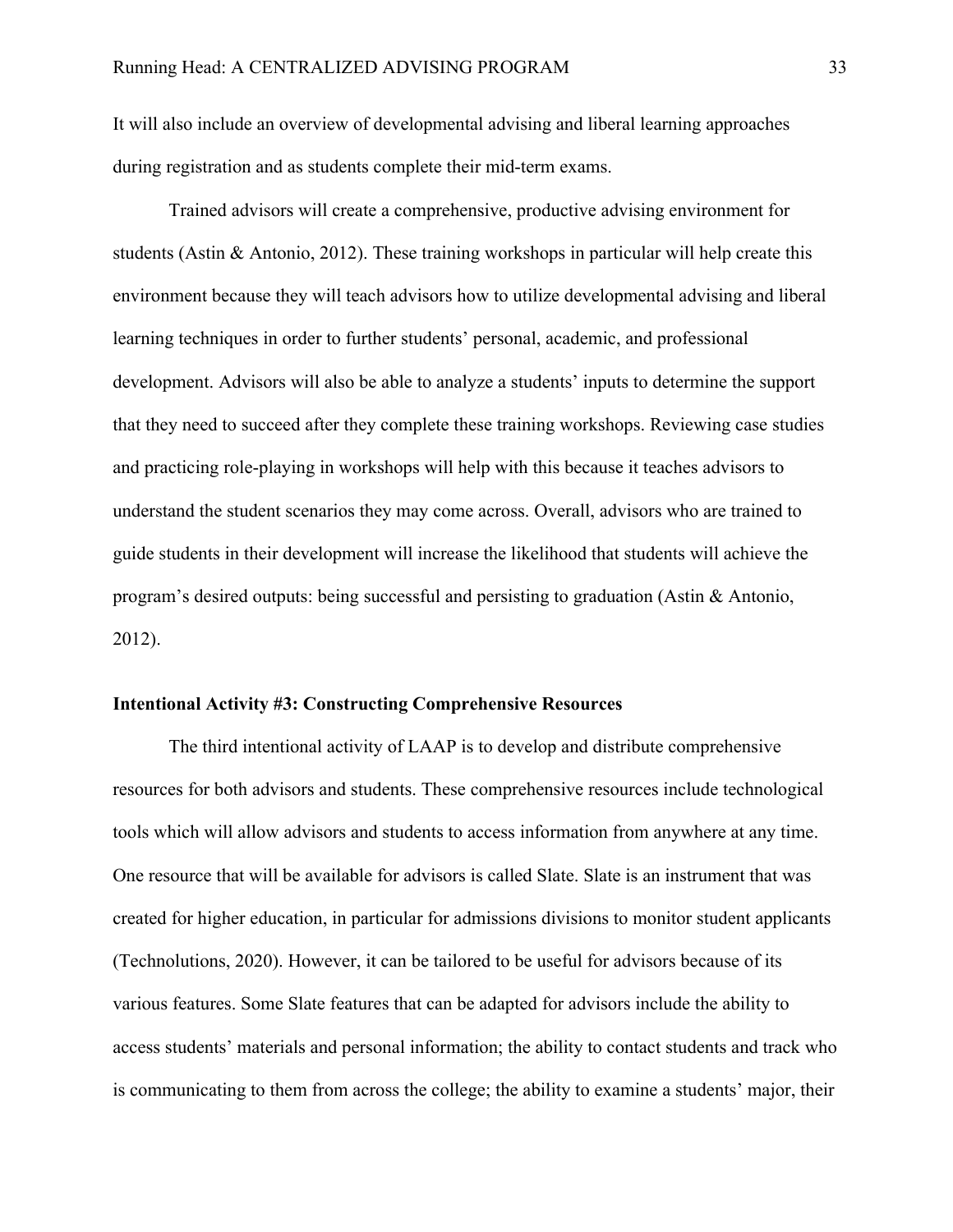It will also include an overview of developmental advising and liberal learning approaches during registration and as students complete their mid-term exams.

Trained advisors will create a comprehensive, productive advising environment for students (Astin & Antonio, 2012). These training workshops in particular will help create this environment because they will teach advisors how to utilize developmental advising and liberal learning techniques in order to further students' personal, academic, and professional development. Advisors will also be able to analyze a students' inputs to determine the support that they need to succeed after they complete these training workshops. Reviewing case studies and practicing role-playing in workshops will help with this because it teaches advisors to understand the student scenarios they may come across. Overall, advisors who are trained to guide students in their development will increase the likelihood that students will achieve the program's desired outputs: being successful and persisting to graduation (Astin & Antonio, 2012).

**Intentional Activity #3: Constructing Comprehensive Resources**

The third intentional activity of LAAP is to develop and distribute comprehensive resources for both advisors and students. These comprehensive resources include technological tools which will allow advisors and students to access information from anywhere at any time. One resource that will be available for advisors is called Slate. Slate is an instrument that was created for higher education, in particular for admissions divisions to monitor student applicants (Technolutions, 2020). However, it can be tailored to be useful for advisors because of its various features. Some Slate features that can be adapted for advisors include the ability to access students' materials and personal information; the ability to contact students and track who is communicating to them from across the college; the ability to examine a students' major, their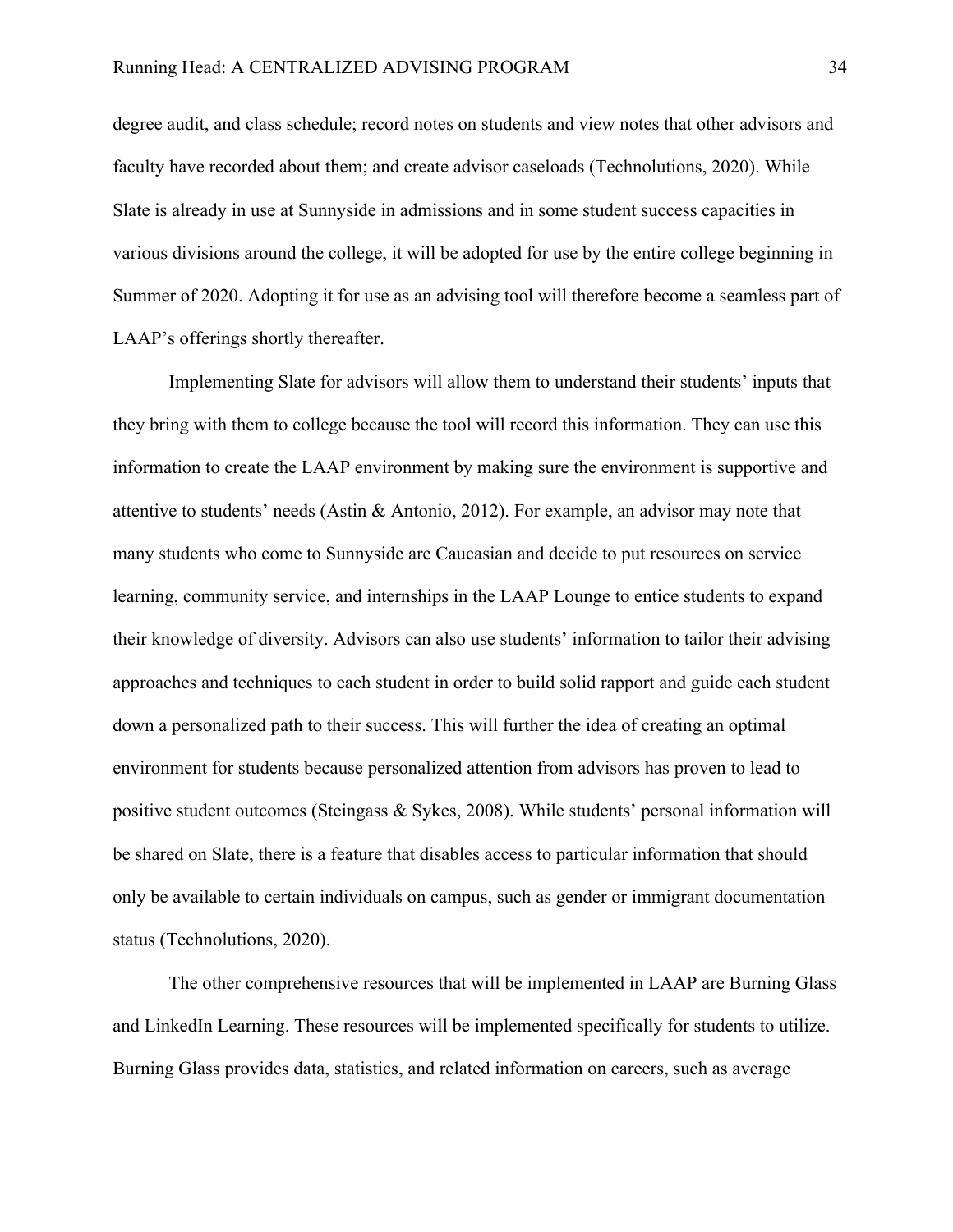degree audit, and class schedule; record notes on students and view notes that other advisors and faculty have recorded about them; and create advisor caseloads (Technolutions, 2020). While Slate is already in use at Sunnyside in admissions and in some student success capacities in various divisions around the college, it will be adopted for use by the entire college beginning in Summer of 2020. Adopting it for use as an advising tool will therefore become a seamless part of LAAP's offerings shortly thereafter.

Implementing Slate for advisors will allow them to understand their students' inputs that they bring with them to college because the tool will record this information. They can use this information to create the LAAP environment by making sure the environment is supportive and attentive to students' needs (Astin & Antonio, 2012). For example, an advisor may note that many students who come to Sunnyside are Caucasian and decide to put resources on service learning, community service, and internships in the LAAP Lounge to entice students to expand their knowledge of diversity. Advisors can also use students' information to tailor their advising approaches and techniques to each student in order to build solid rapport and guide each student down a personalized path to their success. This will further the idea of creating an optimal environment for students because personalized attention from advisors has proven to lead to positive student outcomes (Steingass & Sykes, 2008). While students' personal information will be shared on Slate, there is a feature that disables access to particular information that should only be available to certain individuals on campus, such as gender or immigrant documentation status (Technolutions, 2020).

The other comprehensive resources that will be implemented in LAAP are Burning Glass and LinkedIn Learning. These resources will be implemented specifically for students to utilize. Burning Glass provides data, statistics, and related information on careers, such as average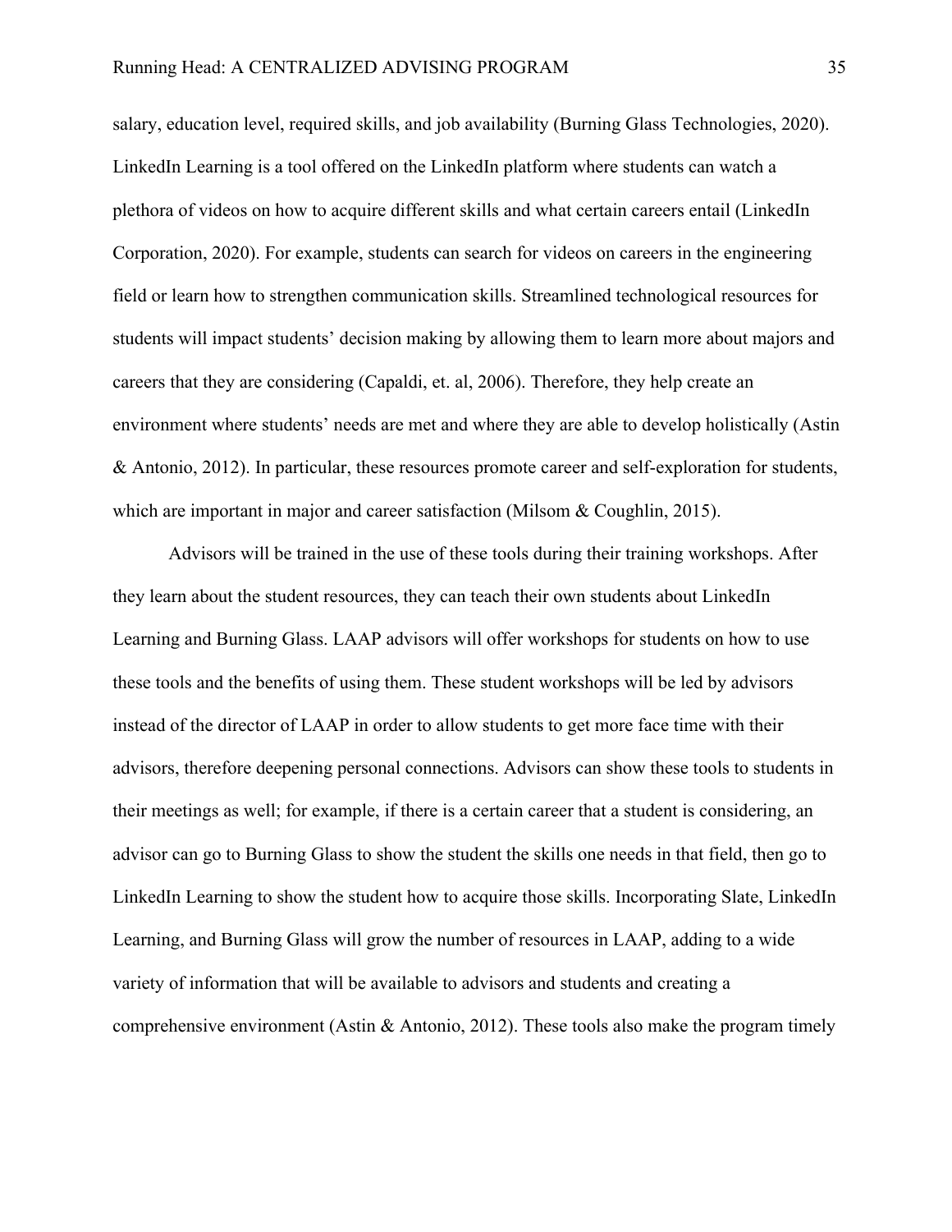salary, education level, required skills, and job availability (Burning Glass Technologies, 2020). LinkedIn Learning is a tool offered on the LinkedIn platform where students can watch a plethora of videos on how to acquire different skills and what certain careers entail (LinkedIn Corporation, 2020). For example, students can search for videos on careers in the engineering field or learn how to strengthen communication skills. Streamlined technological resources for students will impact students' decision making by allowing them to learn more about majors and careers that they are considering (Capaldi, et. al, 2006). Therefore, they help create an environment where students' needs are met and where they are able to develop holistically (Astin & Antonio, 2012). In particular, these resources promote career and self-exploration for students, which are important in major and career satisfaction (Milsom & Coughlin, 2015).

Advisors will be trained in the use of these tools during their training workshops. After they learn about the student resources, they can teach their own students about LinkedIn Learning and Burning Glass. LAAP advisors will offer workshops for students on how to use these tools and the benefits of using them. These student workshops will be led by advisors instead of the director of LAAP in order to allow students to get more face time with their advisors, therefore deepening personal connections. Advisors can show these tools to students in their meetings as well; for example, if there is a certain career that a student is considering, an advisor can go to Burning Glass to show the student the skills one needs in that field, then go to LinkedIn Learning to show the student how to acquire those skills. Incorporating Slate, LinkedIn Learning, and Burning Glass will grow the number of resources in LAAP, adding to a wide variety of information that will be available to advisors and students and creating a comprehensive environment (Astin & Antonio, 2012). These tools also make the program timely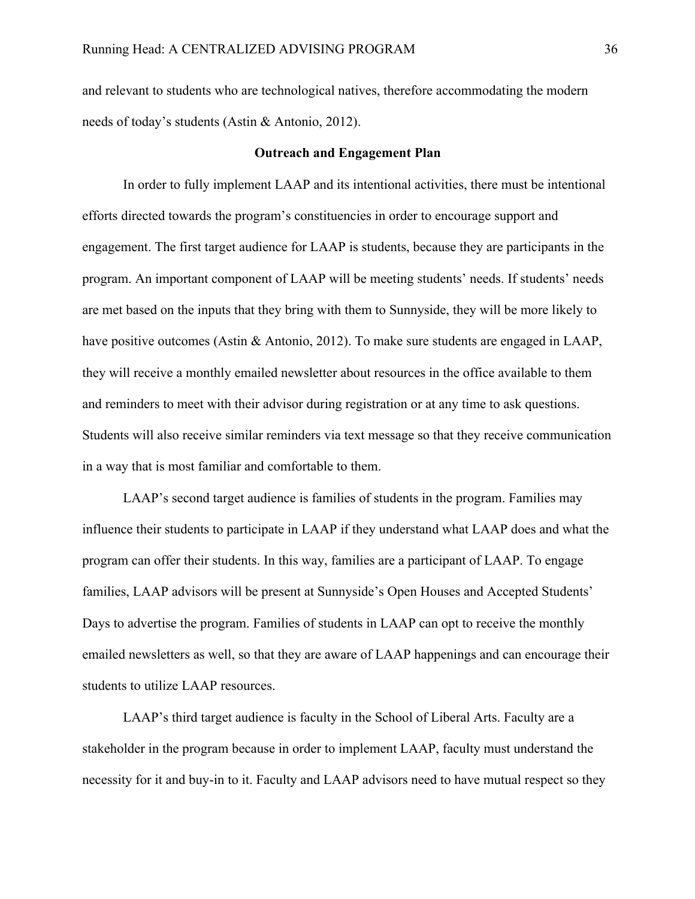and relevant to students who are technological natives, therefore accommodating the modern needs of today's students (Astin & Antonio, 2012).

## Outreach and Engagement Plan

In order to fully implement LAAP and its intentional activities, there must be intentional efforts directed towards the program's constituencies in order to encourage support and engagement. The first target audience for LAAP is students, because they are participants in the program. An important component of LAAP will be meeting students' needs. If students' needs are met based on the inputs that they bring with them to Sunnyside, they will be more likely to have positive outcomes (Astin & Antonio, 2012). To make sure students are engaged in LAAP, they will receive a monthly emailed newsletter about resources in the office available to them and reminders to meet with their advisor during registration or at any time to ask questions. Students will also receive similar reminders via text message so that they receive communication in a way that is most familiar and comfortable to them.

LAAP's second target audience is families of students in the program. Families may influence their students to participate in LAAP if they understand what LAAP does and what the program can offer their students. In this way, families are a participant of LAAP. To engage families, LAAP advisors will be present at Sunnyside's Open Houses and Accepted Students' Days to advertise the program. Families of students in LAAP can opt to receive the monthly emailed newsletters as well, so that they are aware of LAAP happenings and can encourage their students to utilize LAAP resources.

LAAP's third target audience is faculty in the School of Liberal Arts. Faculty are a stakeholder in the program because in order to implement LAAP, faculty must understand the necessity for it and buy-in to it. Faculty and LAAP advisors need to have mutual respect so they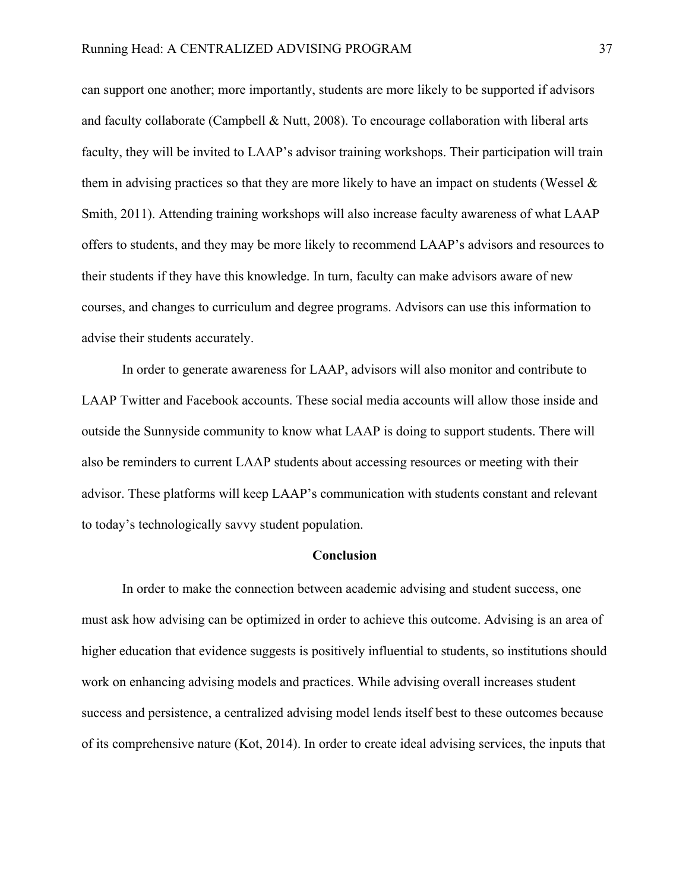can support one another; more importantly, students are more likely to be supported if advisors and faculty collaborate (Campbell & Nutt, 2008). To encourage collaboration with liberal arts faculty, they will be invited to LAAP's advisor training workshops. Their participation will train them in advising practices so that they are more likely to have an impact on students (Wessel & Smith, 2011). Attending training workshops will also increase faculty awareness of what LAAP offers to students, and they may be more likely to recommend LAAP's advisors and resources to their students if they have this knowledge. In turn, faculty can make advisors aware of new courses, and changes to curriculum and degree programs. Advisors can use this information to advise their students accurately.

In order to generate awareness for LAAP, advisors will also monitor and contribute to LAAP Twitter and Facebook accounts. These social media accounts will allow those inside and outside the Sunnyside community to know what LAAP is doing to support students. There will also be reminders to current LAAP students about accessing resources or meeting with their advisor. These platforms will keep LAAP's communication with students constant and relevant to today's technologically savvy student population.

## Conclusion

In order to make the connection between academic advising and student success, one must ask how advising can be optimized in order to achieve this outcome. Advising is an area of higher education that evidence suggests is positively influential to students, so institutions should work on enhancing advising models and practices. While advising overall increases student success and persistence, a centralized advising model lends itself best to these outcomes because of its comprehensive nature (Kot, 2014). In order to create ideal advising services, the inputs that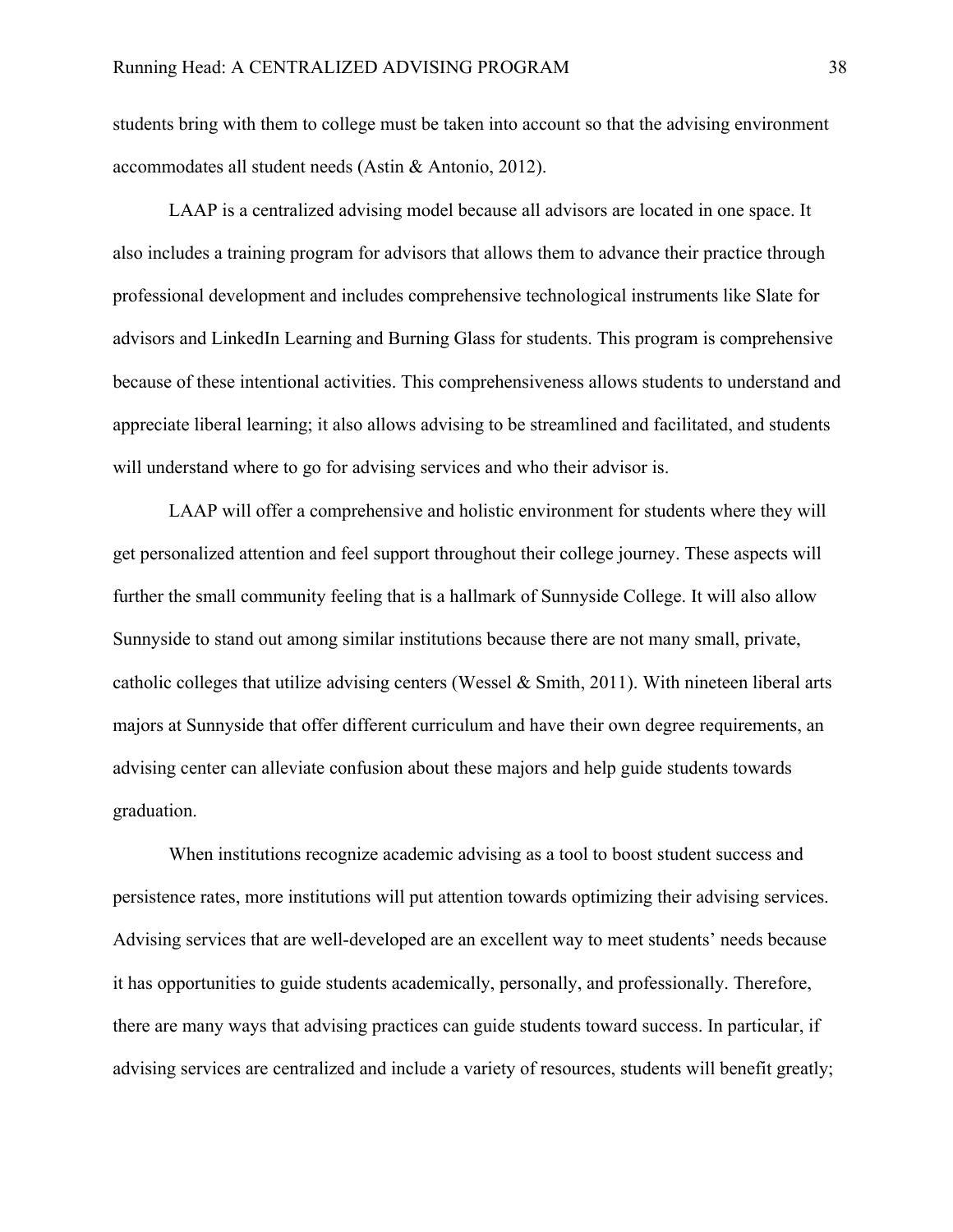students bring with them to college must be taken into account so that the advising environment accommodates all student needs (Astin & Antonio, 2012).

LAAP is a centralized advising model because all advisors are located in one space. It also includes a training program for advisors that allows them to advance their practice through professional development and includes comprehensive technological instruments like Slate for advisors and LinkedIn Learning and Burning Glass for students. This program is comprehensive because of these intentional activities. This comprehensiveness allows students to understand and appreciate liberal learning; it also allows advising to be streamlined and facilitated, and students will understand where to go for advising services and who their advisor is.

LAAP will offer a comprehensive and holistic environment for students where they will get personalized attention and feel support throughout their college journey. These aspects will further the small community feeling that is a hallmark of Sunnyside College. It will also allow Sunnyside to stand out among similar institutions because there are not many small, private, catholic colleges that utilize advising centers (Wessel & Smith, 2011). With nineteen liberal arts majors at Sunnyside that offer different curriculum and have their own degree requirements, an advising center can alleviate confusion about these majors and help guide students towards graduation.

When institutions recognize academic advising as a tool to boost student success and persistence rates, more institutions will put attention towards optimizing their advising services. Advising services that are well-developed are an excellent way to meet students' needs because it has opportunities to guide students academically, personally, and professionally. Therefore, there are many ways that advising practices can guide students toward success. In particular, if advising services are centralized and include a variety of resources, students will benefit greatly;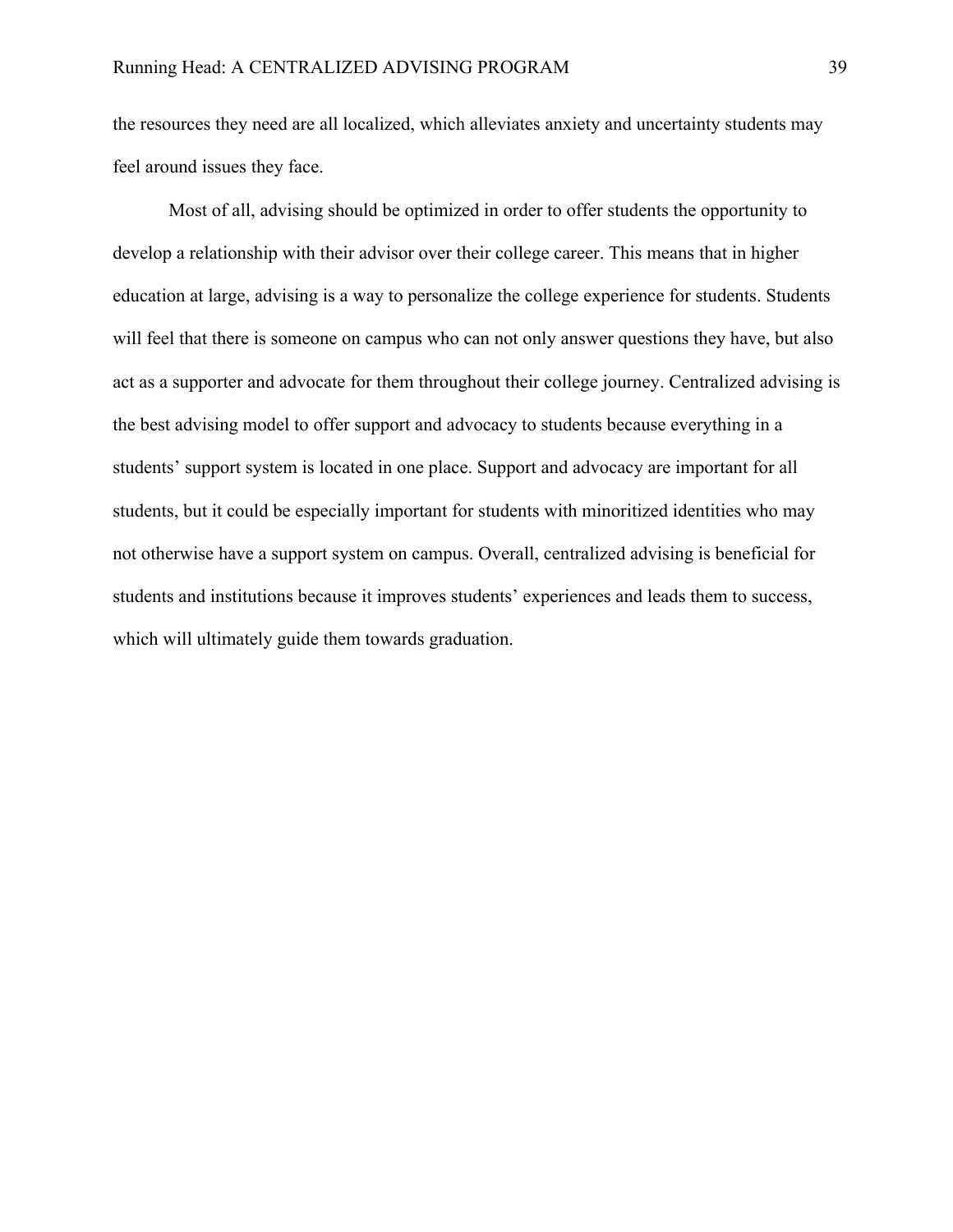the resources they need are all localized, which alleviates anxiety and uncertainty students may feel around issues they face.

Most of all, advising should be optimized in order to offer students the opportunity to develop a relationship with their advisor over their college career. This means that in higher education at large, advising is a way to personalize the college experience for students. Students will feel that there is someone on campus who can not only answer questions they have, but also act as a supporter and advocate for them throughout their college journey. Centralized advising is the best advising model to offer support and advocacy to students because everything in a students' support system is located in one place. Support and advocacy are important for all students, but it could be especially important for students with minoritized identities who may not otherwise have a support system on campus. Overall, centralized advising is beneficial for students and institutions because it improves students' experiences and leads them to success, which will ultimately guide them towards graduation.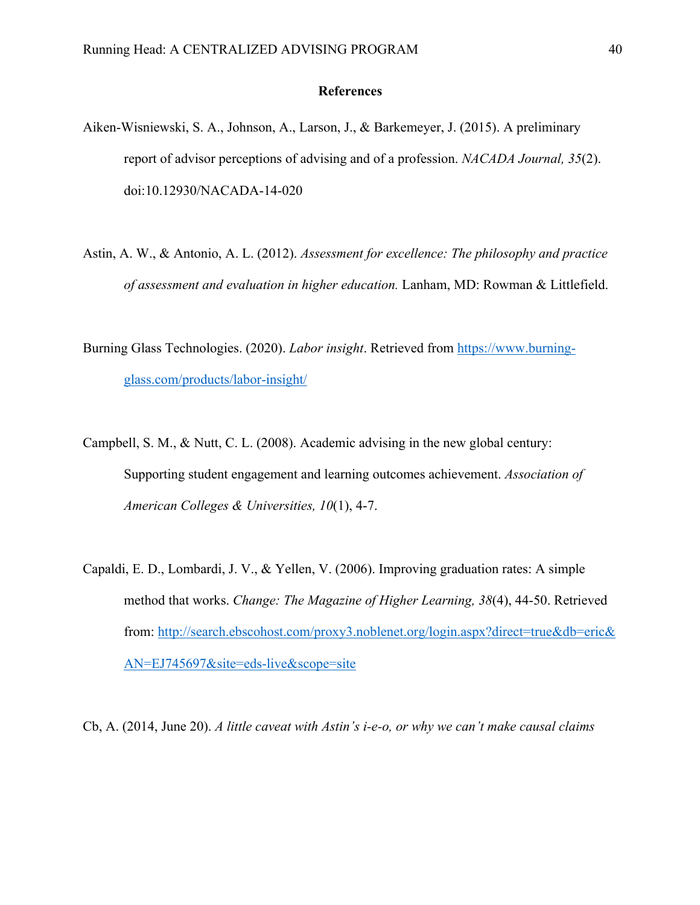## References

Aiken-Wisniewski, S. A., Johnson, A., Larson, J., & Barkemeyer, J. (2015). A preliminary report of advisor perceptions of advising and of a profession. *NACADA Journal, 35*(2). doi:10.12930/NACADA-14-020

Astin, A. W., & Antonio, A. L. (2012). *Assessment for excellence: The philosophy and practice of assessment and evaluation in higher education.* Lanham, MD: Rowman & Littlefield.

Burning Glass Technologies. (2020). *Labor insight*. Retrieved from https://www.burning-glass.com/products/labor-insight/

Campbell, S. M., & Nutt, C. L. (2008). Academic advising in the new global century: Supporting student engagement and learning outcomes achievement. *Association of American Colleges & Universities, 10*(1), 4-7.

Capaldi, E. D., Lombardi, J. V., & Yellen, V. (2006). Improving graduation rates: A simple method that works. *Change: The Magazine of Higher Learning, 38*(4), 44-50. Retrieved from: http://search.ebscohost.com/proxy3.noblenet.org/login.aspx?direct=true&db=eric&AN=EJ745697&site=eds-live&scope=site

Cb, A. (2014, June 20). *A little caveat with Astin's i-e-o, or why we can't make causal claims*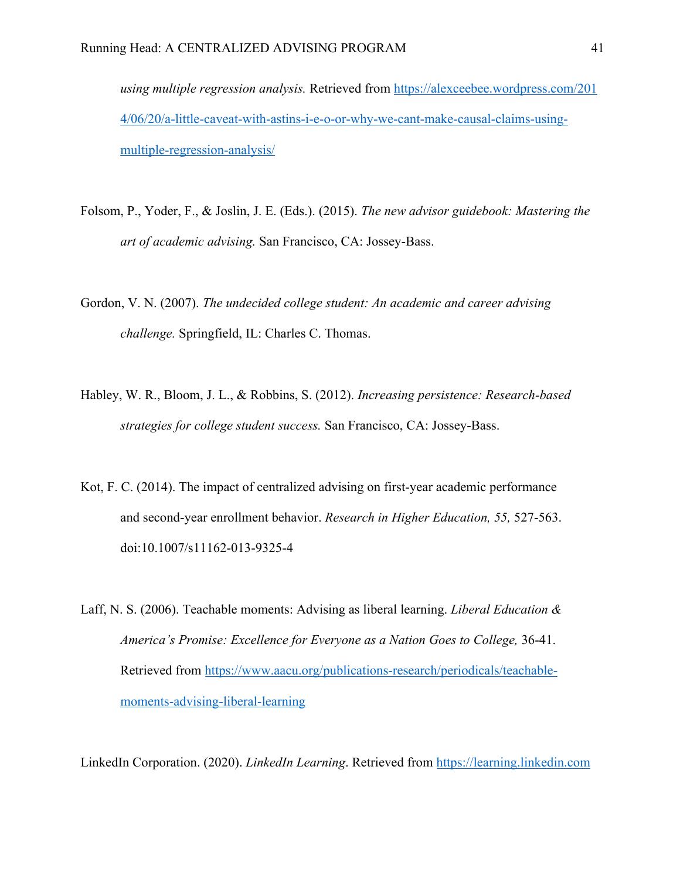*using multiple regression analysis.* Retrieved from https://alexceebee.wordpress.com/2014/06/20/a-little-caveat-with-astins-i-e-o-or-why-we-cant-make-causal-claims-using-multiple-regression-analysis/

Folsom, P., Yoder, F., & Joslin, J. E. (Eds.). (2015). *The new advisor guidebook: Mastering the art of academic advising.* San Francisco, CA: Jossey-Bass.

Gordon, V. N. (2007). *The undecided college student: An academic and career advising challenge.* Springfield, IL: Charles C. Thomas.

Habley, W. R., Bloom, J. L., & Robbins, S. (2012). *Increasing persistence: Research-based strategies for college student success.* San Francisco, CA: Jossey-Bass.

Kot, F. C. (2014). The impact of centralized advising on first-year academic performance and second-year enrollment behavior. *Research in Higher Education, 55,* 527-563. doi:10.1007/s11162-013-9325-4

Laff, N. S. (2006). Teachable moments: Advising as liberal learning. *Liberal Education & America's Promise: Excellence for Everyone as a Nation Goes to College,* 36-41. Retrieved from https://www.aacu.org/publications-research/periodicals/teachable-moments-advising-liberal-learning

LinkedIn Corporation. (2020). *LinkedIn Learning*. Retrieved from https://learning.linkedin.com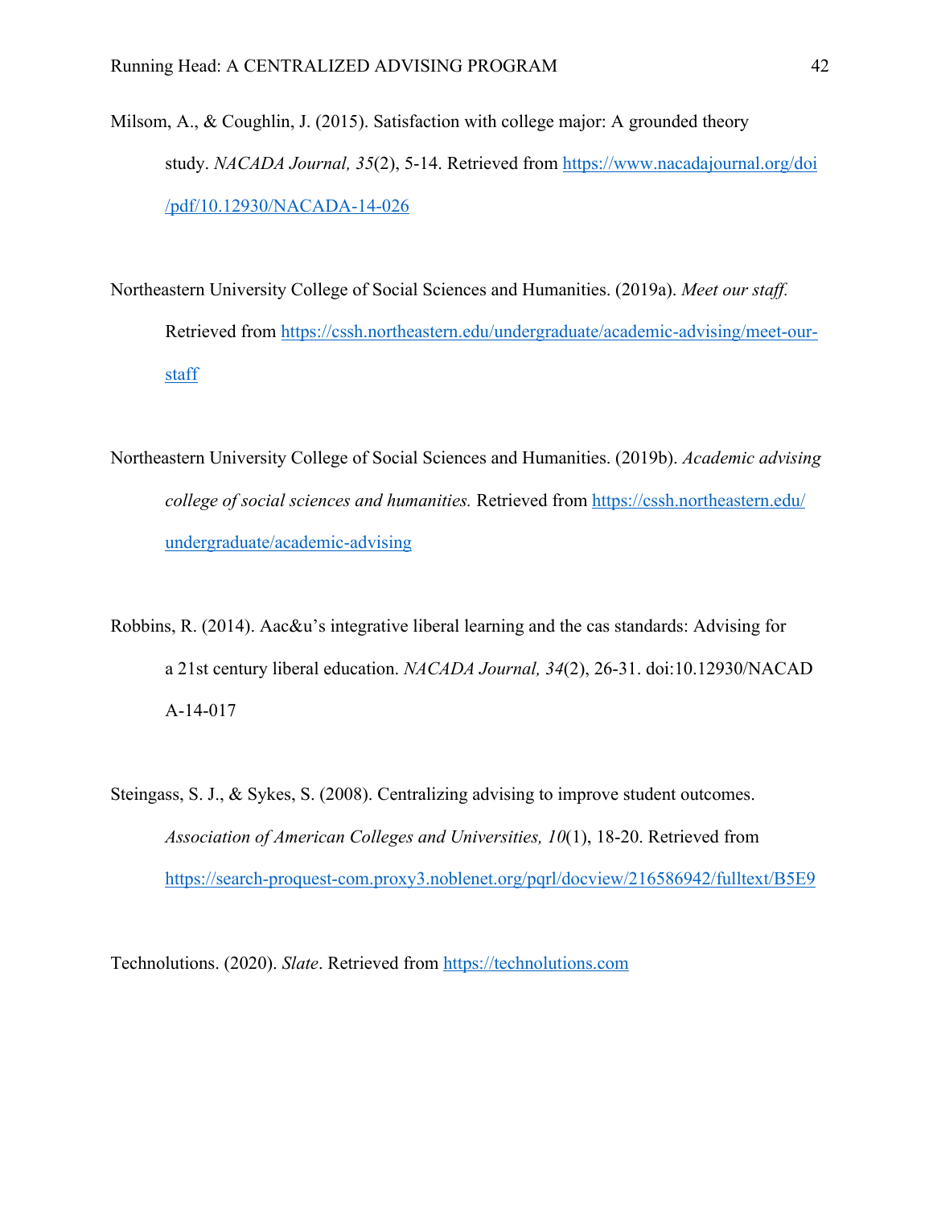Milsom, A., & Coughlin, J. (2015). Satisfaction with college major: A grounded theory study. *NACADA Journal, 35*(2), 5-14. Retrieved from https://www.nacadajournal.org/doi/pdf/10.12930/NACADA-14-026

Northeastern University College of Social Sciences and Humanities. (2019a). *Meet our staff.* Retrieved from https://cssh.northeastern.edu/undergraduate/academic-advising/meet-our-staff

Northeastern University College of Social Sciences and Humanities. (2019b). *Academic advising college of social sciences and humanities.* Retrieved from https://cssh.northeastern.edu/undergraduate/academic-advising

Robbins, R. (2014). Aac&u's integrative liberal learning and the cas standards: Advising for a 21st century liberal education. *NACADA Journal, 34*(2), 26-31. doi:10.12930/NACADA-14-017

Steingass, S. J., & Sykes, S. (2008). Centralizing advising to improve student outcomes. *Association of American Colleges and Universities, 10*(1), 18-20. Retrieved from https://search-proquest-com.proxy3.noblenet.org/pqrl/docview/216586942/fulltext/B5E9

Technolutions. (2020). *Slate*. Retrieved from https://technolutions.com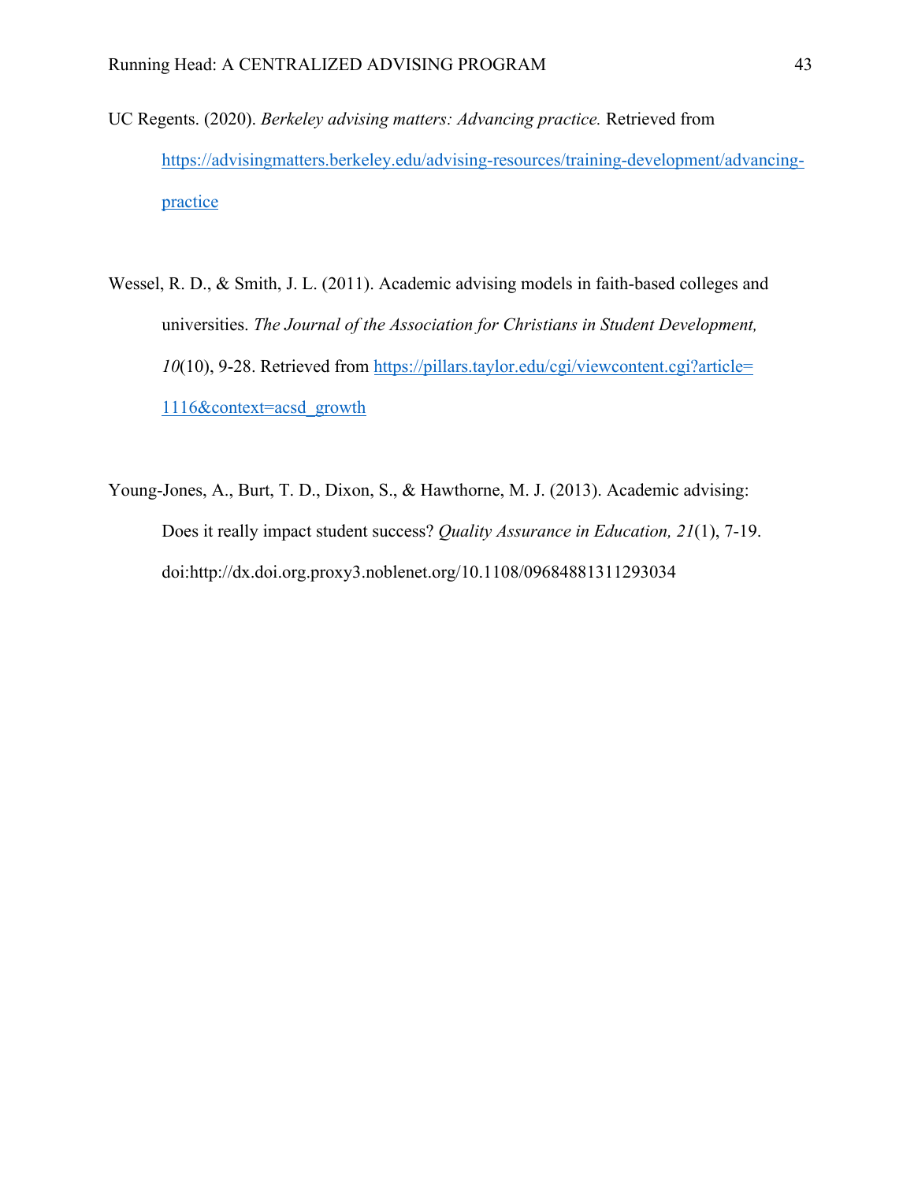UC Regents. (2020). *Berkeley advising matters: Advancing practice.* Retrieved from https://advisingmatters.berkeley.edu/advising-resources/training-development/advancing-practice

Wessel, R. D., & Smith, J. L. (2011). Academic advising models in faith-based colleges and universities. *The Journal of the Association for Christians in Student Development, 10*(10), 9-28. Retrieved from https://pillars.taylor.edu/cgi/viewcontent.cgi?article=1116&context=acsd_growth

Young-Jones, A., Burt, T. D., Dixon, S., & Hawthorne, M. J. (2013). Academic advising: Does it really impact student success? *Quality Assurance in Education, 21*(1), 7-19. doi:http://dx.doi.org.proxy3.noblenet.org/10.1108/09684881311293034